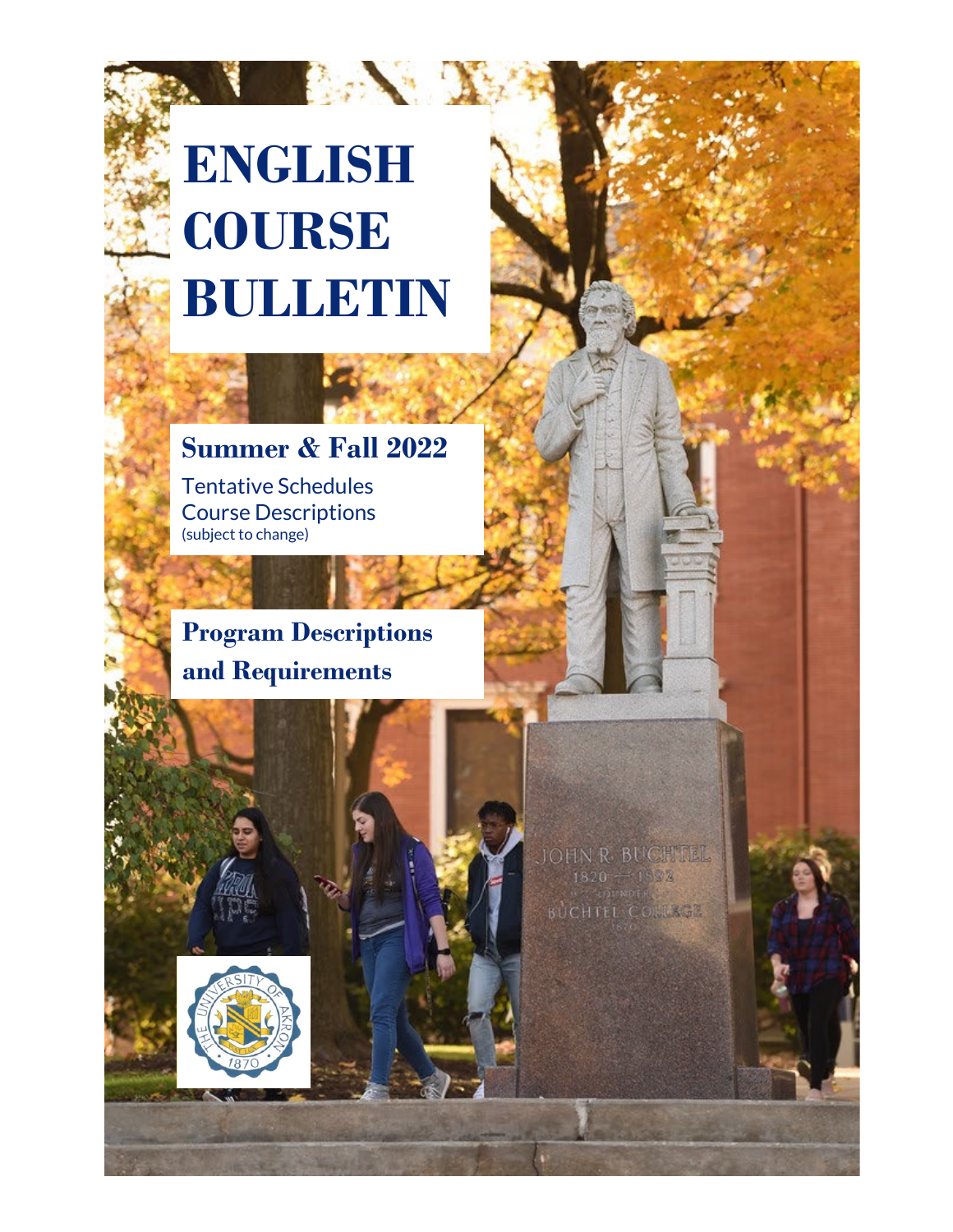# ENGLISH COURSE BULLETIN

## Summer & Fall 2022

Tentative Schedules
Course Descriptions
(subject to change)

## Program Descriptions and Requirements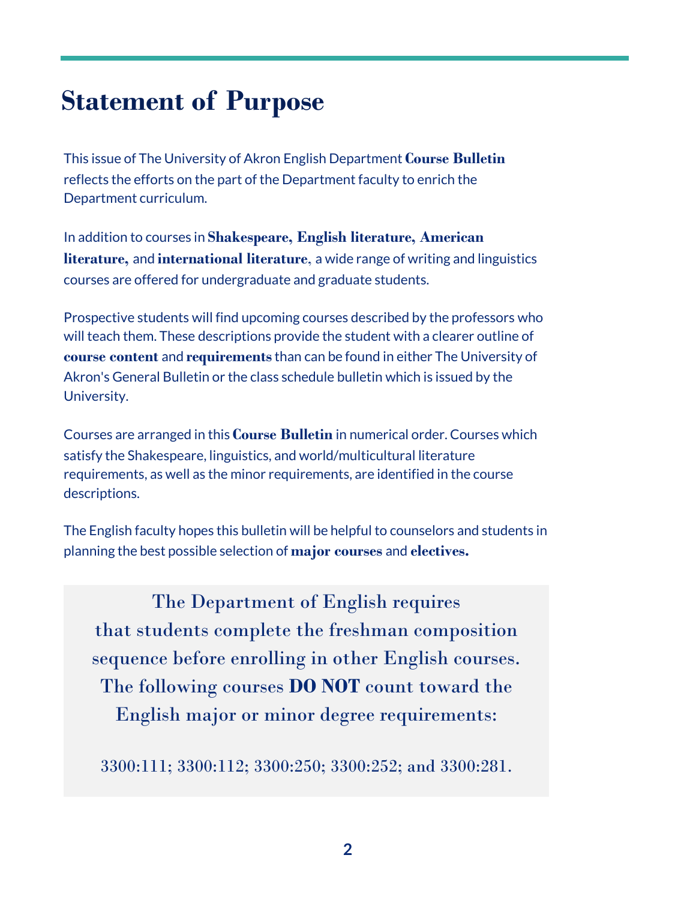# Statement of Purpose

This issue of The University of Akron English Department **Course Bulletin** reflects the efforts on the part of the Department faculty to enrich the Department curriculum.

In addition to courses in **Shakespeare, English literature, American literature,** and **international literature**, a wide range of writing and linguistics courses are offered for undergraduate and graduate students.

Prospective students will find upcoming courses described by the professors who will teach them. These descriptions provide the student with a clearer outline of **course content** and **requirements** than can be found in either The University of Akron's General Bulletin or the class schedule bulletin which is issued by the University.

Courses are arranged in this **Course Bulletin** in numerical order. Courses which satisfy the Shakespeare, linguistics, and world/multicultural literature requirements, as well as the minor requirements, are identified in the course descriptions.

The English faculty hopes this bulletin will be helpful to counselors and students in planning the best possible selection of **major courses** and **electives.**

The Department of English requires that students complete the freshman composition sequence before enrolling in other English courses. The following courses **DO NOT** count toward the English major or minor degree requirements:

3300:111; 3300:112; 3300:250; 3300:252; and 3300:281.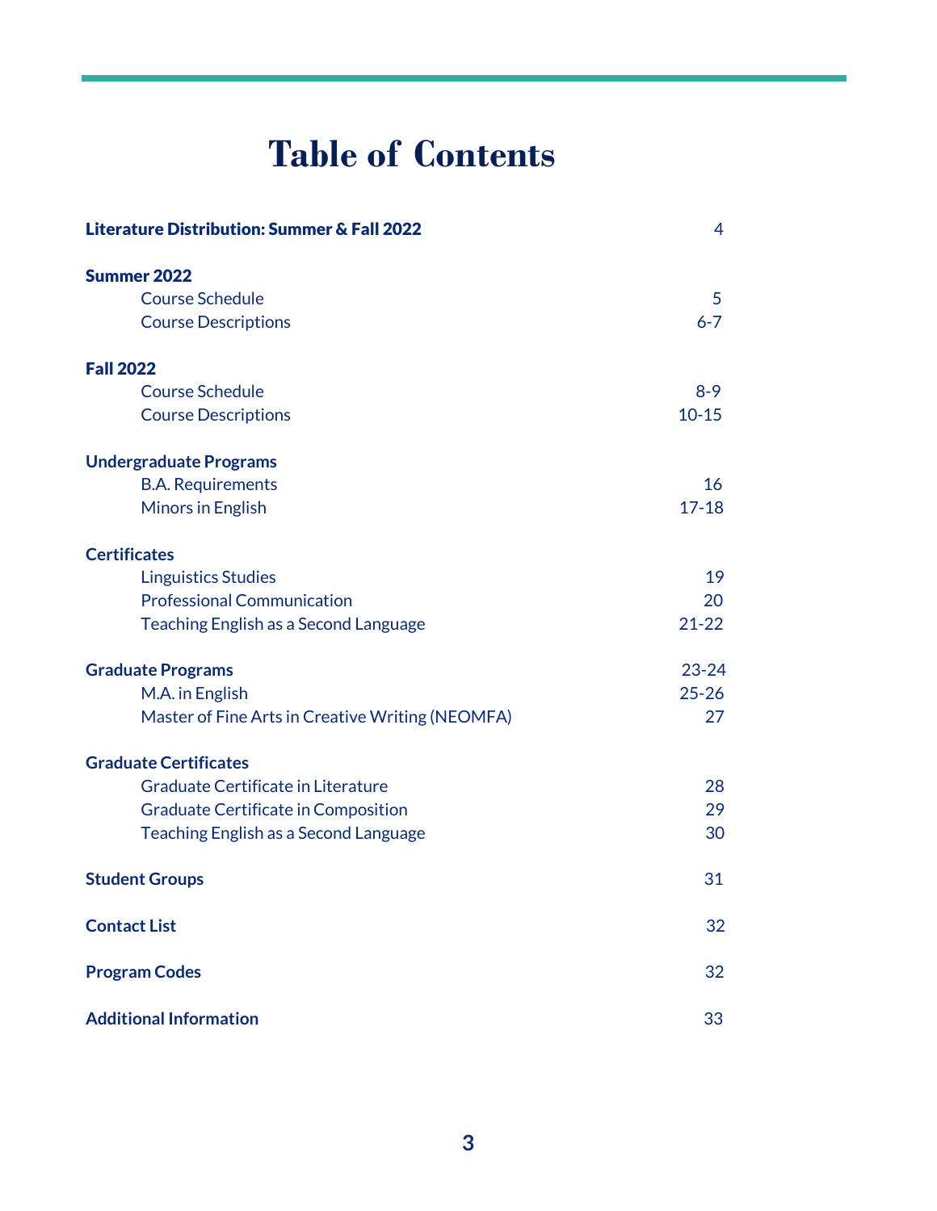# Table of Contents

| | |
|---|---|
| **Literature Distribution: Summer & Fall 2022** | 4 |
| **Summer 2022** | |
| Course Schedule | 5 |
| Course Descriptions | 6-7 |
| **Fall 2022** | |
| Course Schedule | 8-9 |
| Course Descriptions | 10-15 |
| **Undergraduate Programs** | |
| B.A. Requirements | 16 |
| Minors in English | 17-18 |
| **Certificates** | |
| Linguistics Studies | 19 |
| Professional Communication | 20 |
| Teaching English as a Second Language | 21-22 |
| **Graduate Programs** | 23-24 |
| M.A. in English | 25-26 |
| Master of Fine Arts in Creative Writing (NEOMFA) | 27 |
| **Graduate Certificates** | |
| Graduate Certificate in Literature | 28 |
| Graduate Certificate in Composition | 29 |
| Teaching English as a Second Language | 30 |
| **Student Groups** | 31 |
| **Contact List** | 32 |
| **Program Codes** | 32 |
| **Additional Information** | 33 |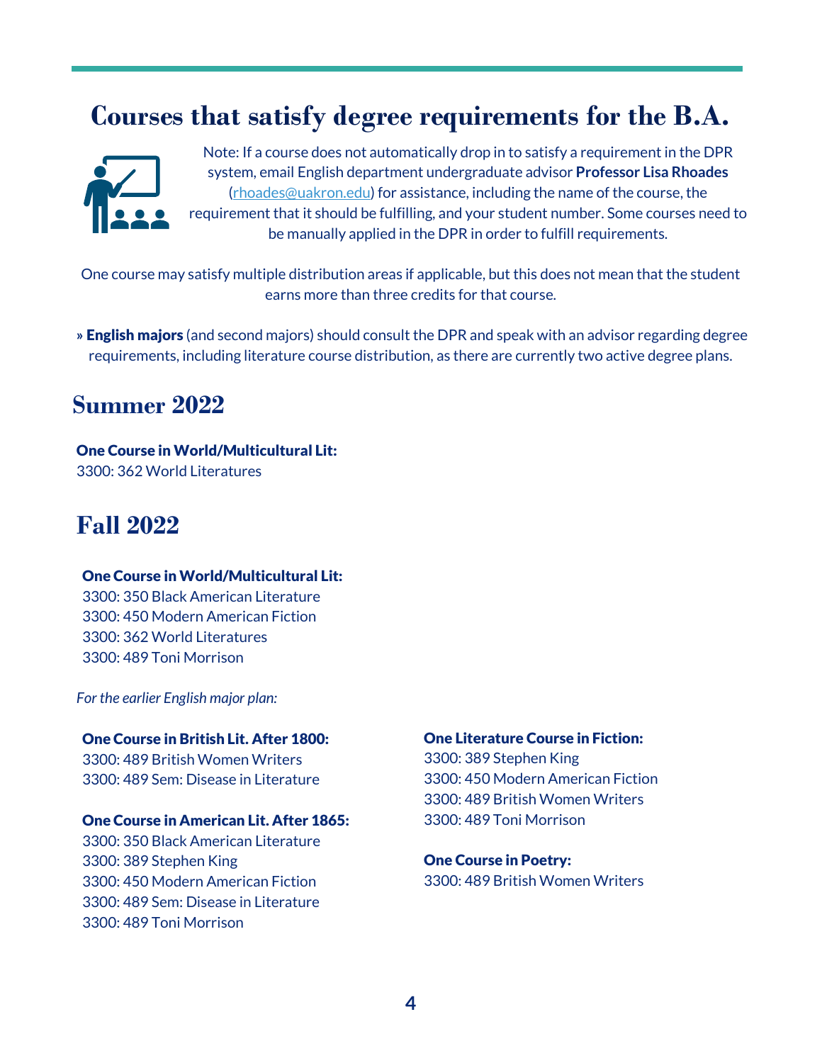# Courses that satisfy degree requirements for the B.A.

Note: If a course does not automatically drop in to satisfy a requirement in the DPR system, email English department undergraduate advisor **Professor Lisa Rhoades** (rhoades@uakron.edu) for assistance, including the name of the course, the requirement that it should be fulfilling, and your student number. Some courses need to be manually applied in the DPR in order to fulfill requirements.

One course may satisfy multiple distribution areas if applicable, but this does not mean that the student earns more than three credits for that course.

» **English majors** (and second majors) should consult the DPR and speak with an advisor regarding degree requirements, including literature course distribution, as there are currently two active degree plans.

## Summer 2022

**One Course in World/Multicultural Lit:**
3300: 362 World Literatures

## Fall 2022

**One Course in World/Multicultural Lit:**
3300: 350 Black American Literature
3300: 450 Modern American Fiction
3300: 362 World Literatures
3300: 489 Toni Morrison

*For the earlier English major plan:*

**One Course in British Lit. After 1800:**
3300: 489 British Women Writers
3300: 489 Sem: Disease in Literature

**One Course in American Lit. After 1865:**
3300: 350 Black American Literature
3300: 389 Stephen King
3300: 450 Modern American Fiction
3300: 489 Sem: Disease in Literature
3300: 489 Toni Morrison

**One Literature Course in Fiction:**
3300: 389 Stephen King
3300: 450 Modern American Fiction
3300: 489 British Women Writers
3300: 489 Toni Morrison

**One Course in Poetry:**
3300: 489 British Women Writers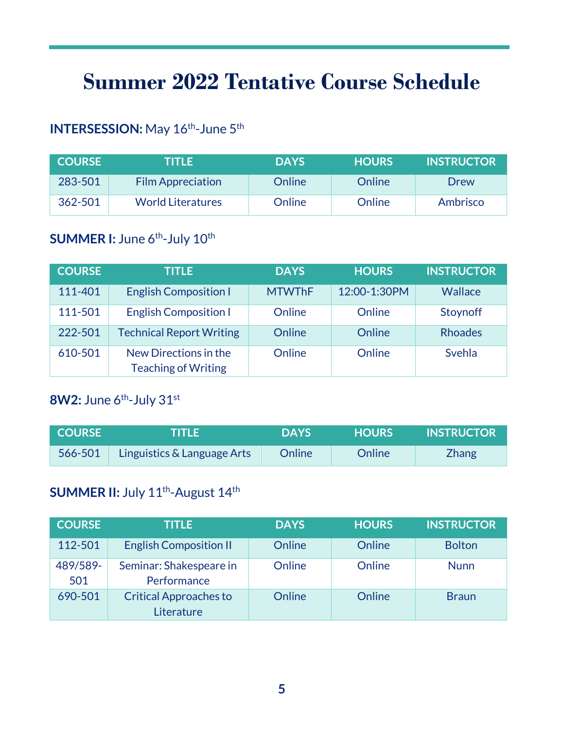# Summer 2022 Tentative Course Schedule

**INTERSESSION:** May 16th-June 5th

| COURSE | TITLE | DAYS | HOURS | INSTRUCTOR |
|---|---|---|---|---|
| 283-501 | Film Appreciation | Online | Online | Drew |
| 362-501 | World Literatures | Online | Online | Ambrisco |

**SUMMER I:** June 6th-July 10th

| COURSE | TITLE | DAYS | HOURS | INSTRUCTOR |
|---|---|---|---|---|
| 111-401 | English Composition I | MTWThF | 12:00-1:30PM | Wallace |
| 111-501 | English Composition I | Online | Online | Stoynoff |
| 222-501 | Technical Report Writing | Online | Online | Rhoades |
| 610-501 | New Directions in the Teaching of Writing | Online | Online | Svehla |

**8W2:** June 6th-July 31st

| COURSE | TITLE | DAYS | HOURS | INSTRUCTOR |
|---|---|---|---|---|
| 566-501 | Linguistics & Language Arts | Online | Online | Zhang |

**SUMMER II:** July 11th-August 14th

| COURSE | TITLE | DAYS | HOURS | INSTRUCTOR |
|---|---|---|---|---|
| 112-501 | English Composition II | Online | Online | Bolton |
| 489/589-501 | Seminar: Shakespeare in Performance | Online | Online | Nunn |
| 690-501 | Critical Approaches to Literature | Online | Online | Braun |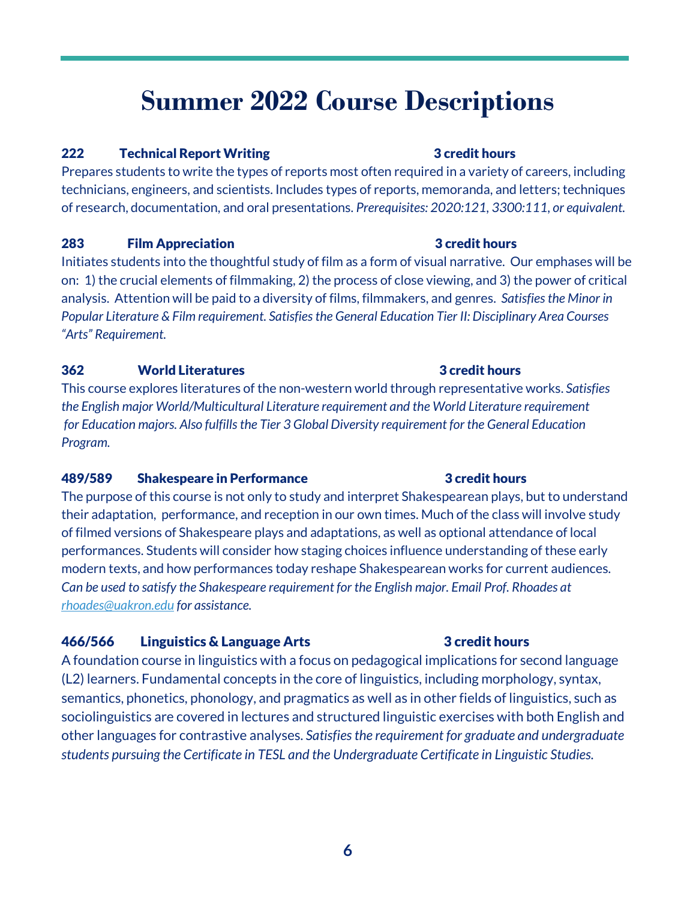# Summer 2022 Course Descriptions

### 222 Technical Report Writing — 3 credit hours

Prepares students to write the types of reports most often required in a variety of careers, including technicians, engineers, and scientists. Includes types of reports, memoranda, and letters; techniques of research, documentation, and oral presentations. *Prerequisites: 2020:121, 3300:111, or equivalent.*

### 283 Film Appreciation — 3 credit hours

Initiates students into the thoughtful study of film as a form of visual narrative. Our emphases will be on: 1) the crucial elements of filmmaking, 2) the process of close viewing, and 3) the power of critical analysis. Attention will be paid to a diversity of films, filmmakers, and genres. *Satisfies the Minor in Popular Literature & Film requirement. Satisfies the General Education Tier II: Disciplinary Area Courses "Arts" Requirement.*

### 362 World Literatures — 3 credit hours

This course explores literatures of the non-western world through representative works. *Satisfies the English major World/Multicultural Literature requirement and the World Literature requirement for Education majors. Also fulfills the Tier 3 Global Diversity requirement for the General Education Program.*

### 489/589 Shakespeare in Performance — 3 credit hours

The purpose of this course is not only to study and interpret Shakespearean plays, but to understand their adaptation, performance, and reception in our own times. Much of the class will involve study of filmed versions of Shakespeare plays and adaptations, as well as optional attendance of local performances. Students will consider how staging choices influence understanding of these early modern texts, and how performances today reshape Shakespearean works for current audiences. *Can be used to satisfy the Shakespeare requirement for the English major. Email Prof. Rhoades at rhoades@uakron.edu for assistance.*

### 466/566 Linguistics & Language Arts — 3 credit hours

A foundation course in linguistics with a focus on pedagogical implications for second language (L2) learners. Fundamental concepts in the core of linguistics, including morphology, syntax, semantics, phonetics, phonology, and pragmatics as well as in other fields of linguistics, such as sociolinguistics are covered in lectures and structured linguistic exercises with both English and other languages for contrastive analyses. *Satisfies the requirement for graduate and undergraduate students pursuing the Certificate in TESL and the Undergraduate Certificate in Linguistic Studies.*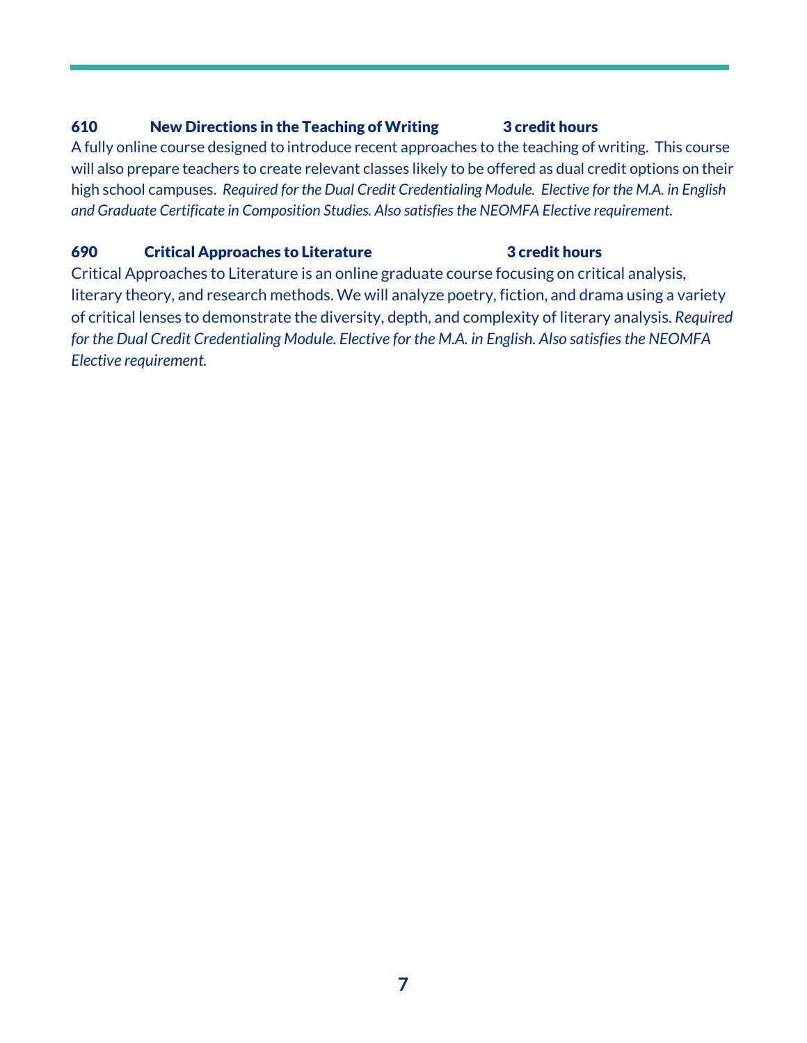### 610 New Directions in the Teaching of Writing 3 credit hours

A fully online course designed to introduce recent approaches to the teaching of writing. This course will also prepare teachers to create relevant classes likely to be offered as dual credit options on their high school campuses. *Required for the Dual Credit Credentialing Module. Elective for the M.A. in English and Graduate Certificate in Composition Studies. Also satisfies the NEOMFA Elective requirement.*

### 690 Critical Approaches to Literature 3 credit hours

Critical Approaches to Literature is an online graduate course focusing on critical analysis, literary theory, and research methods. We will analyze poetry, fiction, and drama using a variety of critical lenses to demonstrate the diversity, depth, and complexity of literary analysis. *Required for the Dual Credit Credentialing Module. Elective for the M.A. in English. Also satisfies the NEOMFA Elective requirement.*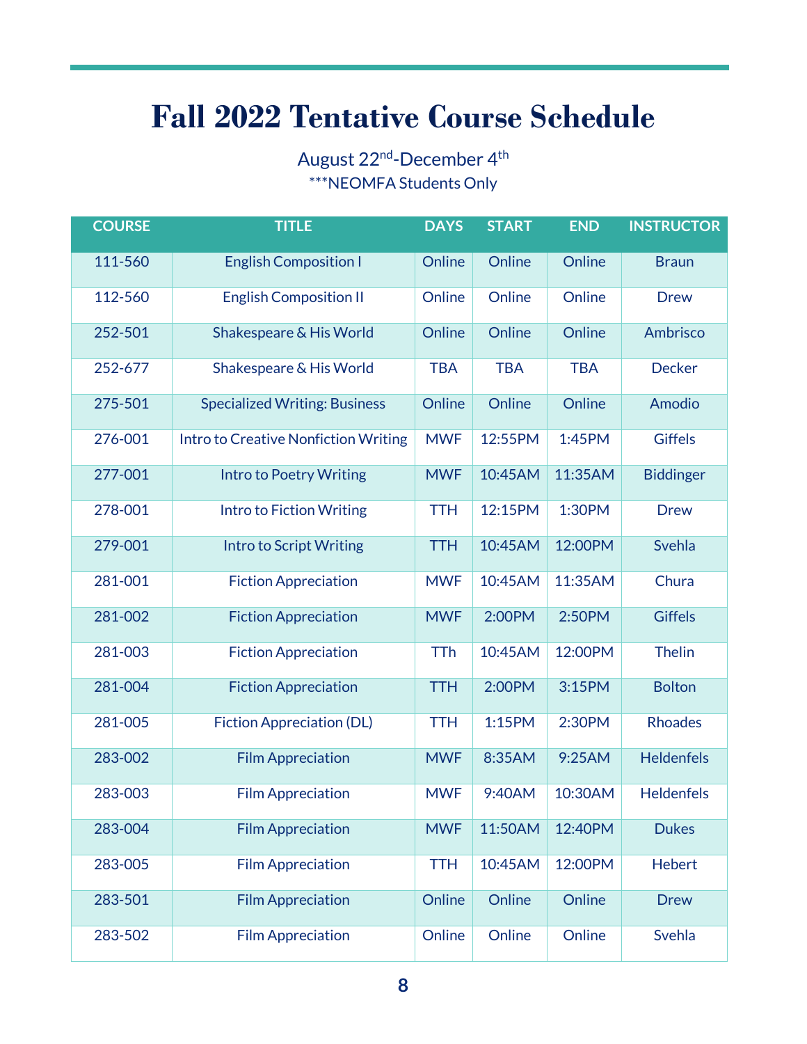# Fall 2022 Tentative Course Schedule

August 22nd-December 4th

***NEOMFA Students Only

| COURSE | TITLE | DAYS | START | END | INSTRUCTOR |
|---|---|---|---|---|---|
| 111-560 | English Composition I | Online | Online | Online | Braun |
| 112-560 | English Composition II | Online | Online | Online | Drew |
| 252-501 | Shakespeare & His World | Online | Online | Online | Ambrisco |
| 252-677 | Shakespeare & His World | TBA | TBA | TBA | Decker |
| 275-501 | Specialized Writing: Business | Online | Online | Online | Amodio |
| 276-001 | Intro to Creative Nonfiction Writing | MWF | 12:55PM | 1:45PM | Giffels |
| 277-001 | Intro to Poetry Writing | MWF | 10:45AM | 11:35AM | Biddinger |
| 278-001 | Intro to Fiction Writing | TTH | 12:15PM | 1:30PM | Drew |
| 279-001 | Intro to Script Writing | TTH | 10:45AM | 12:00PM | Svehla |
| 281-001 | Fiction Appreciation | MWF | 10:45AM | 11:35AM | Chura |
| 281-002 | Fiction Appreciation | MWF | 2:00PM | 2:50PM | Giffels |
| 281-003 | Fiction Appreciation | TTh | 10:45AM | 12:00PM | Thelin |
| 281-004 | Fiction Appreciation | TTH | 2:00PM | 3:15PM | Bolton |
| 281-005 | Fiction Appreciation (DL) | TTH | 1:15PM | 2:30PM | Rhoades |
| 283-002 | Film Appreciation | MWF | 8:35AM | 9:25AM | Heldenfels |
| 283-003 | Film Appreciation | MWF | 9:40AM | 10:30AM | Heldenfels |
| 283-004 | Film Appreciation | MWF | 11:50AM | 12:40PM | Dukes |
| 283-005 | Film Appreciation | TTH | 10:45AM | 12:00PM | Hebert |
| 283-501 | Film Appreciation | Online | Online | Online | Drew |
| 283-502 | Film Appreciation | Online | Online | Online | Svehla |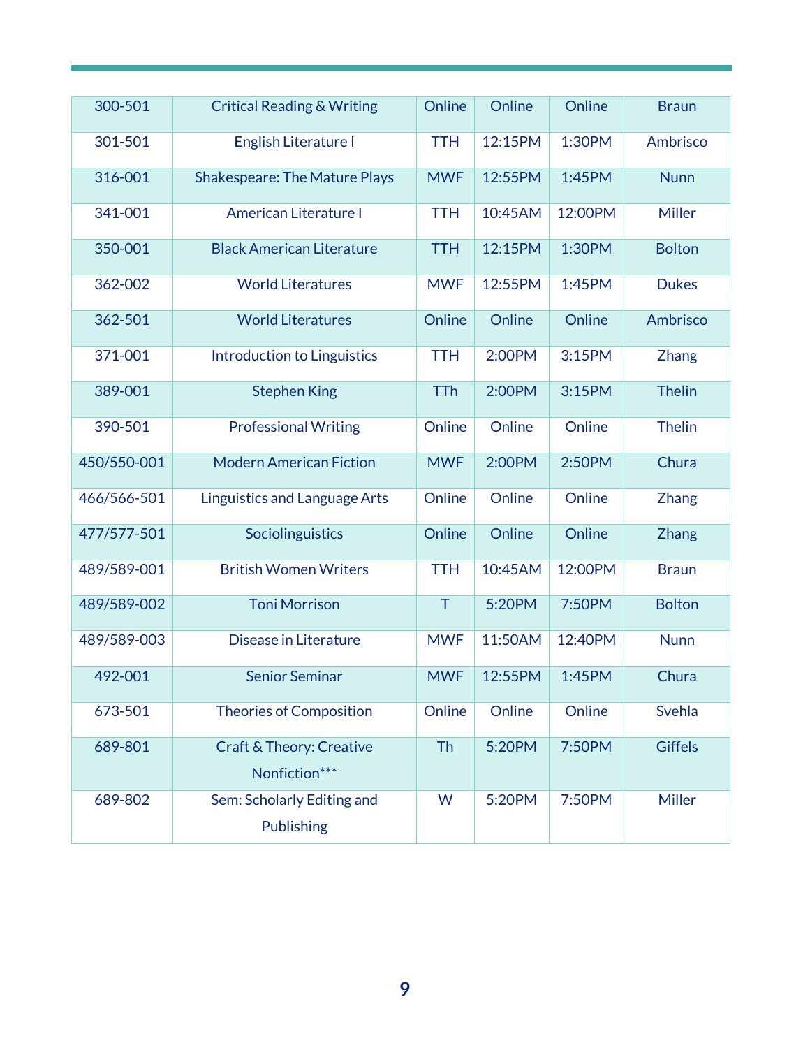| 300-501 | Critical Reading & Writing | Online | Online | Online | Braun |
|---|---|---|---|---|---|
| 301-501 | English Literature I | TTH | 12:15PM | 1:30PM | Ambrisco |
| 316-001 | Shakespeare: The Mature Plays | MWF | 12:55PM | 1:45PM | Nunn |
| 341-001 | American Literature I | TTH | 10:45AM | 12:00PM | Miller |
| 350-001 | Black American Literature | TTH | 12:15PM | 1:30PM | Bolton |
| 362-002 | World Literatures | MWF | 12:55PM | 1:45PM | Dukes |
| 362-501 | World Literatures | Online | Online | Online | Ambrisco |
| 371-001 | Introduction to Linguistics | TTH | 2:00PM | 3:15PM | Zhang |
| 389-001 | Stephen King | TTh | 2:00PM | 3:15PM | Thelin |
| 390-501 | Professional Writing | Online | Online | Online | Thelin |
| 450/550-001 | Modern American Fiction | MWF | 2:00PM | 2:50PM | Chura |
| 466/566-501 | Linguistics and Language Arts | Online | Online | Online | Zhang |
| 477/577-501 | Sociolinguistics | Online | Online | Online | Zhang |
| 489/589-001 | British Women Writers | TTH | 10:45AM | 12:00PM | Braun |
| 489/589-002 | Toni Morrison | T | 5:20PM | 7:50PM | Bolton |
| 489/589-003 | Disease in Literature | MWF | 11:50AM | 12:40PM | Nunn |
| 492-001 | Senior Seminar | MWF | 12:55PM | 1:45PM | Chura |
| 673-501 | Theories of Composition | Online | Online | Online | Svehla |
| 689-801 | Craft & Theory: Creative Nonfiction*** | Th | 5:20PM | 7:50PM | Giffels |
| 689-802 | Sem: Scholarly Editing and Publishing | W | 5:20PM | 7:50PM | Miller |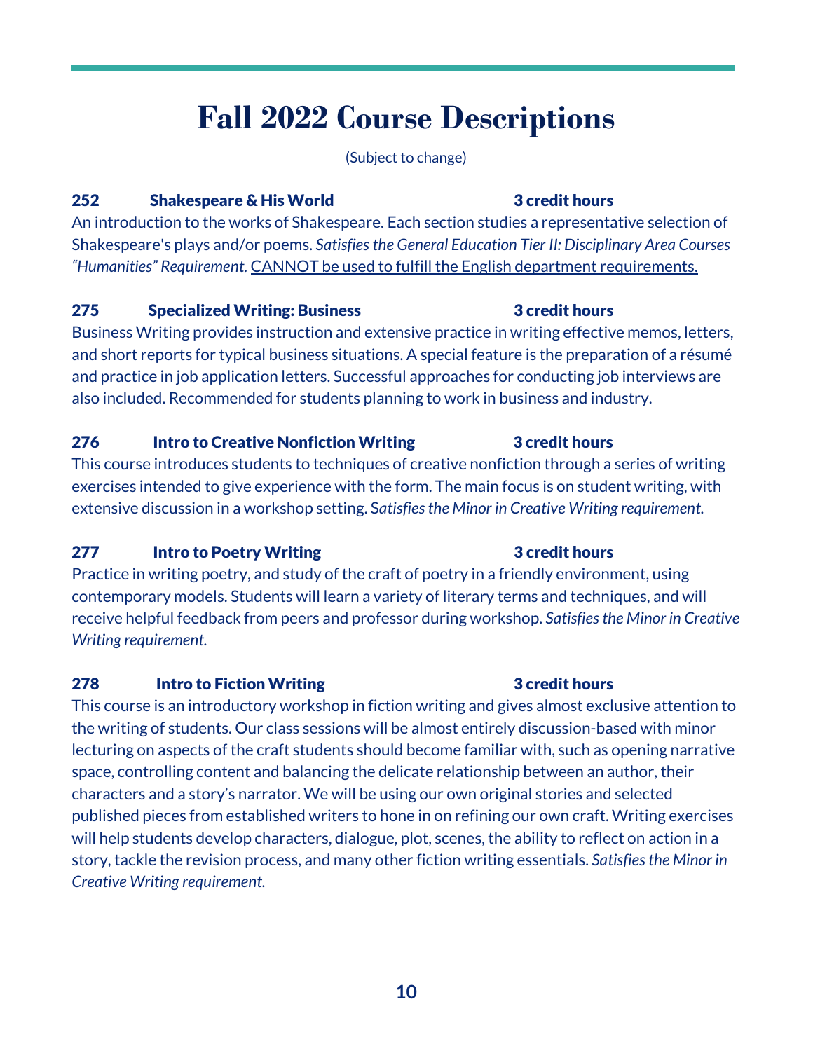# Fall 2022 Course Descriptions

(Subject to change)

**252 Shakespeare & His World 3 credit hours**

An introduction to the works of Shakespeare. Each section studies a representative selection of Shakespeare's plays and/or poems. *Satisfies the General Education Tier II: Disciplinary Area Courses "Humanities" Requirement.* CANNOT be used to fulfill the English department requirements.

**275 Specialized Writing: Business 3 credit hours**

Business Writing provides instruction and extensive practice in writing effective memos, letters, and short reports for typical business situations. A special feature is the preparation of a résumé and practice in job application letters. Successful approaches for conducting job interviews are also included. Recommended for students planning to work in business and industry.

**276 Intro to Creative Nonfiction Writing 3 credit hours**

This course introduces students to techniques of creative nonfiction through a series of writing exercises intended to give experience with the form. The main focus is on student writing, with extensive discussion in a workshop setting. S*atisfies the Minor in Creative Writing requirement.*

**277 Intro to Poetry Writing 3 credit hours**

Practice in writing poetry, and study of the craft of poetry in a friendly environment, using contemporary models. Students will learn a variety of literary terms and techniques, and will receive helpful feedback from peers and professor during workshop. *Satisfies the Minor in Creative Writing requirement.*

**278 Intro to Fiction Writing 3 credit hours**

This course is an introductory workshop in fiction writing and gives almost exclusive attention to the writing of students. Our class sessions will be almost entirely discussion-based with minor lecturing on aspects of the craft students should become familiar with, such as opening narrative space, controlling content and balancing the delicate relationship between an author, their characters and a story's narrator. We will be using our own original stories and selected published pieces from established writers to hone in on refining our own craft. Writing exercises will help students develop characters, dialogue, plot, scenes, the ability to reflect on action in a story, tackle the revision process, and many other fiction writing essentials. *Satisfies the Minor in Creative Writing requirement.*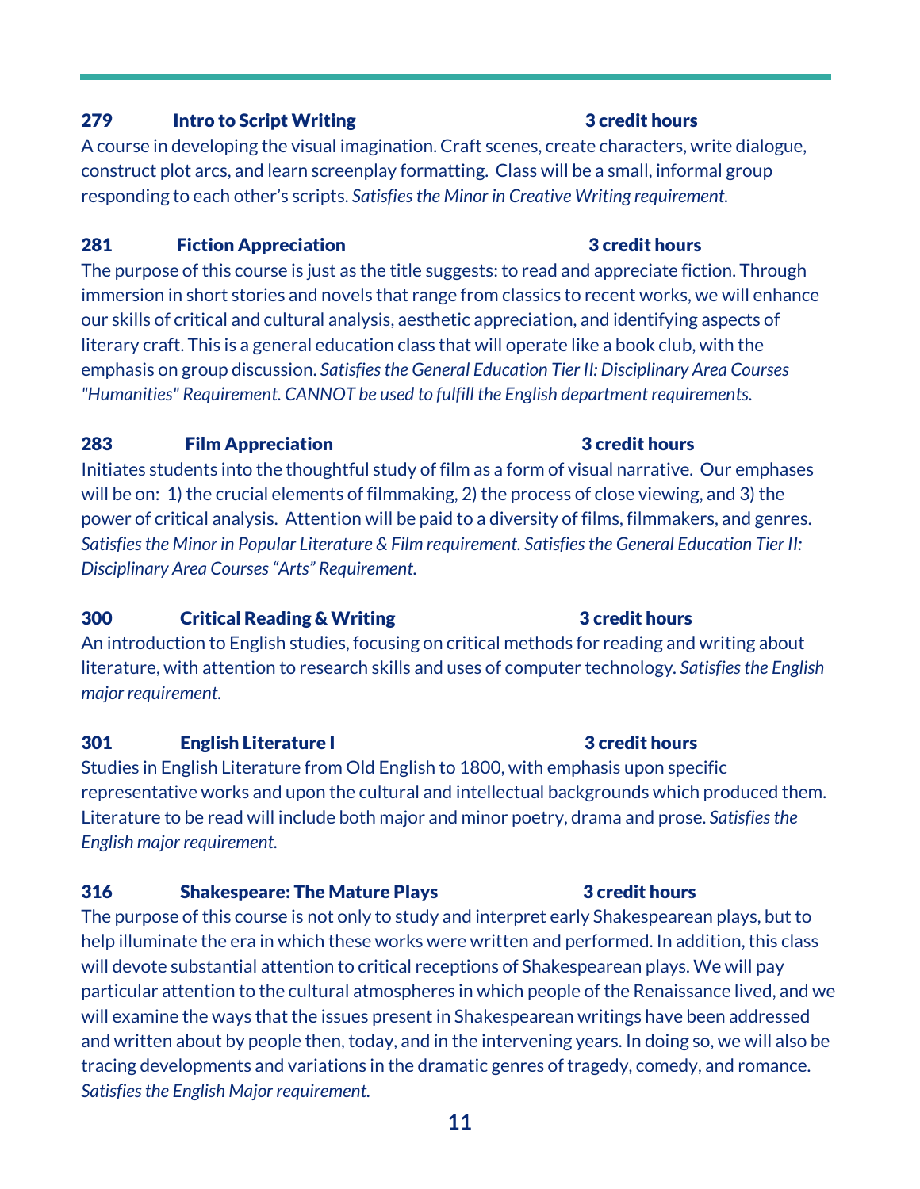### 279 Intro to Script Writing — 3 credit hours

A course in developing the visual imagination. Craft scenes, create characters, write dialogue, construct plot arcs, and learn screenplay formatting. Class will be a small, informal group responding to each other's scripts. *Satisfies the Minor in Creative Writing requirement.*

### 281 Fiction Appreciation — 3 credit hours

The purpose of this course is just as the title suggests: to read and appreciate fiction. Through immersion in short stories and novels that range from classics to recent works, we will enhance our skills of critical and cultural analysis, aesthetic appreciation, and identifying aspects of literary craft. This is a general education class that will operate like a book club, with the emphasis on group discussion. *Satisfies the General Education Tier II: Disciplinary Area Courses "Humanities" Requirement.* <u>*CANNOT be used to fulfill the English department requirements.*</u>

### 283 Film Appreciation — 3 credit hours

Initiates students into the thoughtful study of film as a form of visual narrative. Our emphases will be on: 1) the crucial elements of filmmaking, 2) the process of close viewing, and 3) the power of critical analysis. Attention will be paid to a diversity of films, filmmakers, and genres. *Satisfies the Minor in Popular Literature & Film requirement. Satisfies the General Education Tier II: Disciplinary Area Courses "Arts" Requirement.*

### 300 Critical Reading & Writing — 3 credit hours

An introduction to English studies, focusing on critical methods for reading and writing about literature, with attention to research skills and uses of computer technology. *Satisfies the English major requirement.*

### 301 English Literature I — 3 credit hours

Studies in English Literature from Old English to 1800, with emphasis upon specific representative works and upon the cultural and intellectual backgrounds which produced them. Literature to be read will include both major and minor poetry, drama and prose. *Satisfies the English major requirement.*

### 316 Shakespeare: The Mature Plays — 3 credit hours

The purpose of this course is not only to study and interpret early Shakespearean plays, but to help illuminate the era in which these works were written and performed. In addition, this class will devote substantial attention to critical receptions of Shakespearean plays. We will pay particular attention to the cultural atmospheres in which people of the Renaissance lived, and we will examine the ways that the issues present in Shakespearean writings have been addressed and written about by people then, today, and in the intervening years. In doing so, we will also be tracing developments and variations in the dramatic genres of tragedy, comedy, and romance. *Satisfies the English Major requirement.*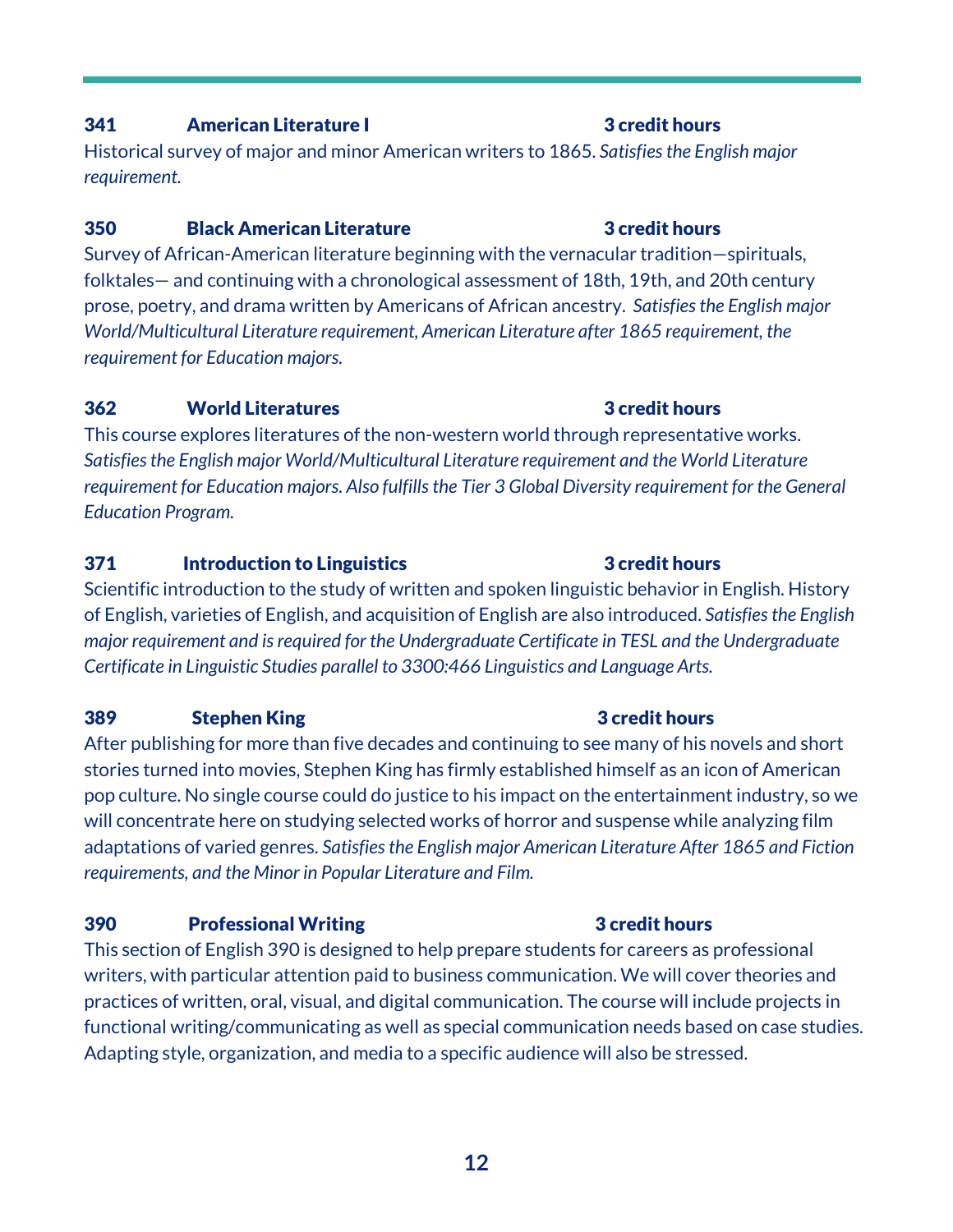**341 American Literature I 3 credit hours**

Historical survey of major and minor American writers to 1865. *Satisfies the English major requirement.*

**350 Black American Literature 3 credit hours**

Survey of African-American literature beginning with the vernacular tradition—spirituals, folktales— and continuing with a chronological assessment of 18th, 19th, and 20th century prose, poetry, and drama written by Americans of African ancestry. *Satisfies the English major World/Multicultural Literature requirement, American Literature after 1865 requirement, the requirement for Education majors.*

**362 World Literatures 3 credit hours**

This course explores literatures of the non-western world through representative works. *Satisfies the English major World/Multicultural Literature requirement and the World Literature requirement for Education majors. Also fulfills the Tier 3 Global Diversity requirement for the General Education Program.*

**371 Introduction to Linguistics 3 credit hours**

Scientific introduction to the study of written and spoken linguistic behavior in English. History of English, varieties of English, and acquisition of English are also introduced. *Satisfies the English major requirement and is required for the Undergraduate Certificate in TESL and the Undergraduate Certificate in Linguistic Studies parallel to 3300:466 Linguistics and Language Arts.*

**389 Stephen King 3 credit hours**

After publishing for more than five decades and continuing to see many of his novels and short stories turned into movies, Stephen King has firmly established himself as an icon of American pop culture. No single course could do justice to his impact on the entertainment industry, so we will concentrate here on studying selected works of horror and suspense while analyzing film adaptations of varied genres. *Satisfies the English major American Literature After 1865 and Fiction requirements, and the Minor in Popular Literature and Film.*

**390 Professional Writing 3 credit hours**

This section of English 390 is designed to help prepare students for careers as professional writers, with particular attention paid to business communication. We will cover theories and practices of written, oral, visual, and digital communication. The course will include projects in functional writing/communicating as well as special communication needs based on case studies. Adapting style, organization, and media to a specific audience will also be stressed.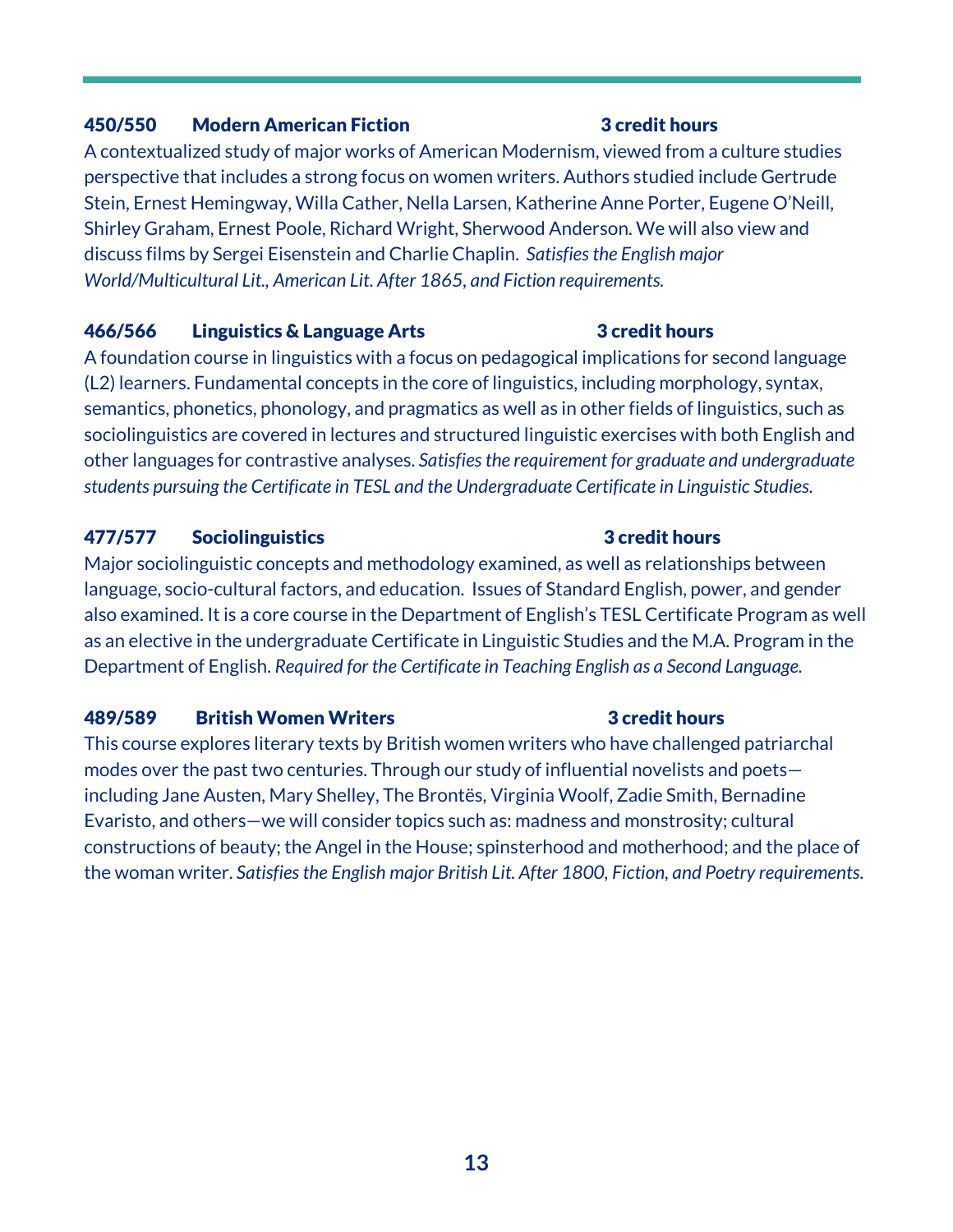### 450/550 Modern American Fiction 3 credit hours

A contextualized study of major works of American Modernism, viewed from a culture studies perspective that includes a strong focus on women writers. Authors studied include Gertrude Stein, Ernest Hemingway, Willa Cather, Nella Larsen, Katherine Anne Porter, Eugene O'Neill, Shirley Graham, Ernest Poole, Richard Wright, Sherwood Anderson. We will also view and discuss films by Sergei Eisenstein and Charlie Chaplin. *Satisfies the English major World/Multicultural Lit., American Lit. After 1865, and Fiction requirements.*

### 466/566 Linguistics & Language Arts 3 credit hours

A foundation course in linguistics with a focus on pedagogical implications for second language (L2) learners. Fundamental concepts in the core of linguistics, including morphology, syntax, semantics, phonetics, phonology, and pragmatics as well as in other fields of linguistics, such as sociolinguistics are covered in lectures and structured linguistic exercises with both English and other languages for contrastive analyses. *Satisfies the requirement for graduate and undergraduate students pursuing the Certificate in TESL and the Undergraduate Certificate in Linguistic Studies.*

### 477/577 Sociolinguistics 3 credit hours

Major sociolinguistic concepts and methodology examined, as well as relationships between language, socio-cultural factors, and education. Issues of Standard English, power, and gender also examined. It is a core course in the Department of English's TESL Certificate Program as well as an elective in the undergraduate Certificate in Linguistic Studies and the M.A. Program in the Department of English. *Required for the Certificate in Teaching English as a Second Language.*

### 489/589 British Women Writers 3 credit hours

This course explores literary texts by British women writers who have challenged patriarchal modes over the past two centuries. Through our study of influential novelists and poets—including Jane Austen, Mary Shelley, The Brontës, Virginia Woolf, Zadie Smith, Bernadine Evaristo, and others—we will consider topics such as: madness and monstrosity; cultural constructions of beauty; the Angel in the House; spinsterhood and motherhood; and the place of the woman writer. *Satisfies the English major British Lit. After 1800, Fiction, and Poetry requirements.*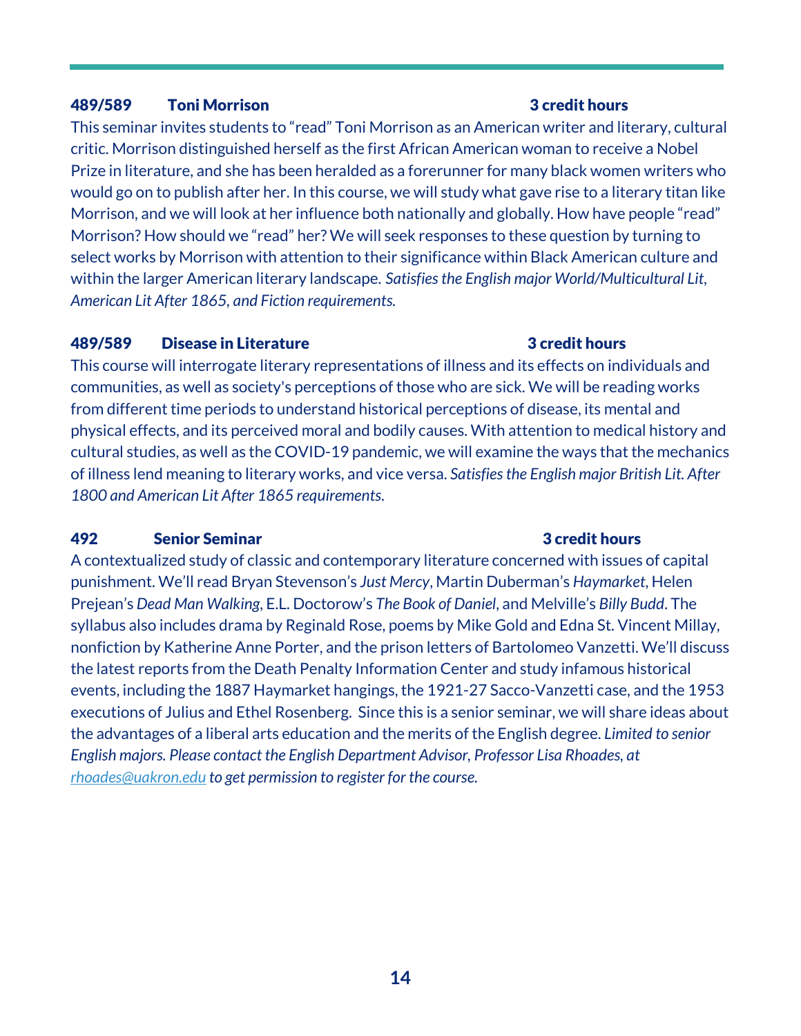### 489/589 Toni Morrison — 3 credit hours

This seminar invites students to "read" Toni Morrison as an American writer and literary, cultural critic. Morrison distinguished herself as the first African American woman to receive a Nobel Prize in literature, and she has been heralded as a forerunner for many black women writers who would go on to publish after her. In this course, we will study what gave rise to a literary titan like Morrison, and we will look at her influence both nationally and globally. How have people "read" Morrison? How should we "read" her? We will seek responses to these question by turning to select works by Morrison with attention to their significance within Black American culture and within the larger American literary landscape. *Satisfies the English major World/Multicultural Lit, American Lit After 1865, and Fiction requirements.*

### 489/589 Disease in Literature — 3 credit hours

This course will interrogate literary representations of illness and its effects on individuals and communities, as well as society's perceptions of those who are sick. We will be reading works from different time periods to understand historical perceptions of disease, its mental and physical effects, and its perceived moral and bodily causes. With attention to medical history and cultural studies, as well as the COVID-19 pandemic, we will examine the ways that the mechanics of illness lend meaning to literary works, and vice versa. *Satisfies the English major British Lit. After 1800 and American Lit After 1865 requirements.*

### 492 Senior Seminar — 3 credit hours

A contextualized study of classic and contemporary literature concerned with issues of capital punishment. We'll read Bryan Stevenson's *Just Mercy*, Martin Duberman's *Haymarket*, Helen Prejean's *Dead Man Walking*, E.L. Doctorow's *The Book of Daniel*, and Melville's *Billy Budd*. The syllabus also includes drama by Reginald Rose, poems by Mike Gold and Edna St. Vincent Millay, nonfiction by Katherine Anne Porter, and the prison letters of Bartolomeo Vanzetti. We'll discuss the latest reports from the Death Penalty Information Center and study infamous historical events, including the 1887 Haymarket hangings, the 1921-27 Sacco-Vanzetti case, and the 1953 executions of Julius and Ethel Rosenberg. Since this is a senior seminar, we will share ideas about the advantages of a liberal arts education and the merits of the English degree. *Limited to senior English majors. Please contact the English Department Advisor, Professor Lisa Rhoades, at [rhoades@uakron.edu](mailto:rhoades@uakron.edu) to get permission to register for the course.*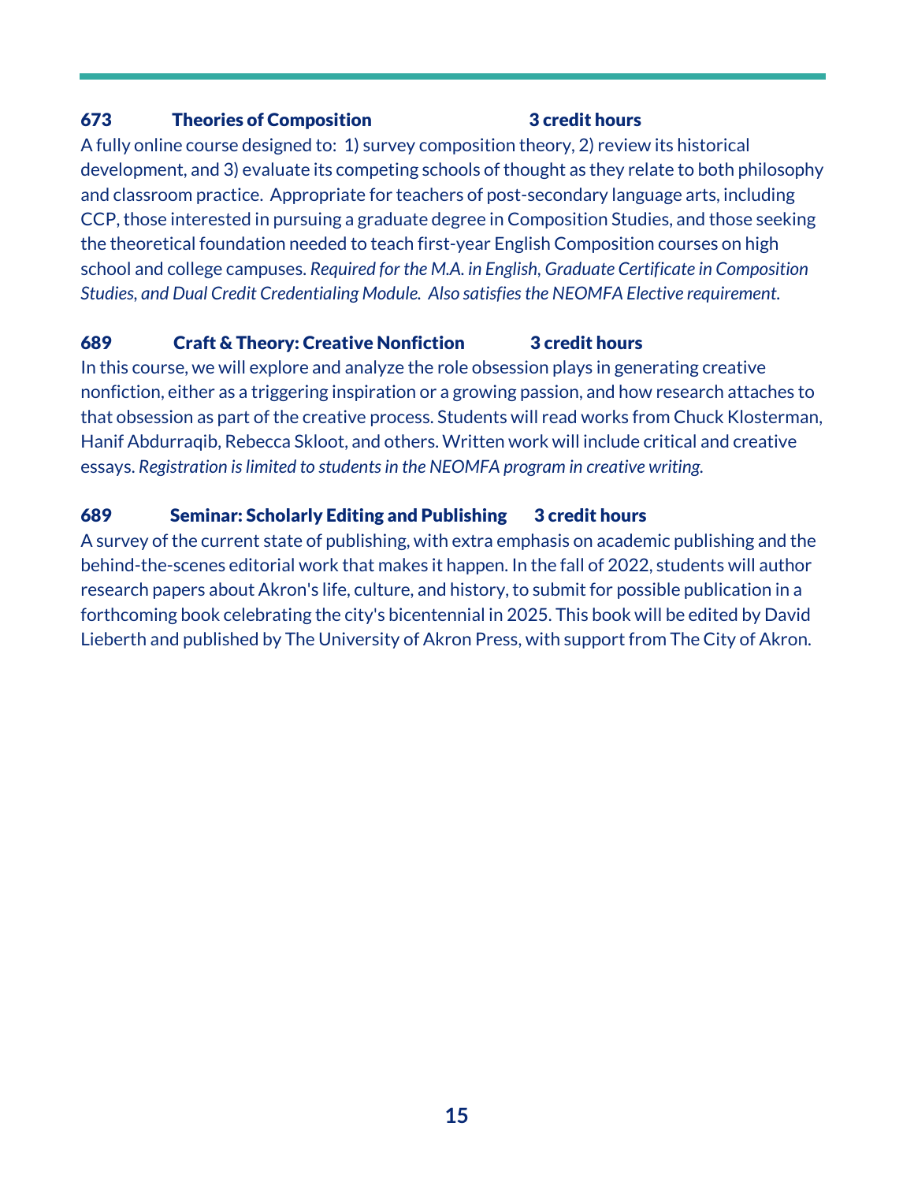### 673 Theories of Composition 3 credit hours

A fully online course designed to: 1) survey composition theory, 2) review its historical development, and 3) evaluate its competing schools of thought as they relate to both philosophy and classroom practice. Appropriate for teachers of post-secondary language arts, including CCP, those interested in pursuing a graduate degree in Composition Studies, and those seeking the theoretical foundation needed to teach first-year English Composition courses on high school and college campuses. *Required for the M.A. in English, Graduate Certificate in Composition Studies, and Dual Credit Credentialing Module. Also satisfies the NEOMFA Elective requirement.*

### 689 Craft & Theory: Creative Nonfiction 3 credit hours

In this course, we will explore and analyze the role obsession plays in generating creative nonfiction, either as a triggering inspiration or a growing passion, and how research attaches to that obsession as part of the creative process. Students will read works from Chuck Klosterman, Hanif Abdurraqib, Rebecca Skloot, and others. Written work will include critical and creative essays. *Registration is limited to students in the NEOMFA program in creative writing.*

### 689 Seminar: Scholarly Editing and Publishing 3 credit hours

A survey of the current state of publishing, with extra emphasis on academic publishing and the behind-the-scenes editorial work that makes it happen. In the fall of 2022, students will author research papers about Akron's life, culture, and history, to submit for possible publication in a forthcoming book celebrating the city's bicentennial in 2025. This book will be edited by David Lieberth and published by The University of Akron Press, with support from The City of Akron.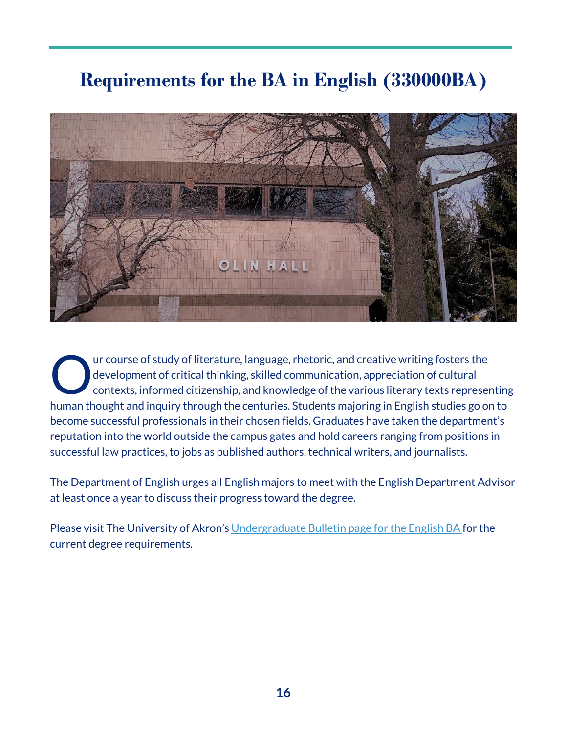# Requirements for the BA in English (330000BA)

Our course of study of literature, language, rhetoric, and creative writing fosters the development of critical thinking, skilled communication, appreciation of cultural contexts, informed citizenship, and knowledge of the various literary texts representing human thought and inquiry through the centuries. Students majoring in English studies go on to become successful professionals in their chosen fields. Graduates have taken the department's reputation into the world outside the campus gates and hold careers ranging from positions in successful law practices, to jobs as published authors, technical writers, and journalists.

The Department of English urges all English majors to meet with the English Department Advisor at least once a year to discuss their progress toward the degree.

Please visit The University of Akron's Undergraduate Bulletin page for the English BA for the current degree requirements.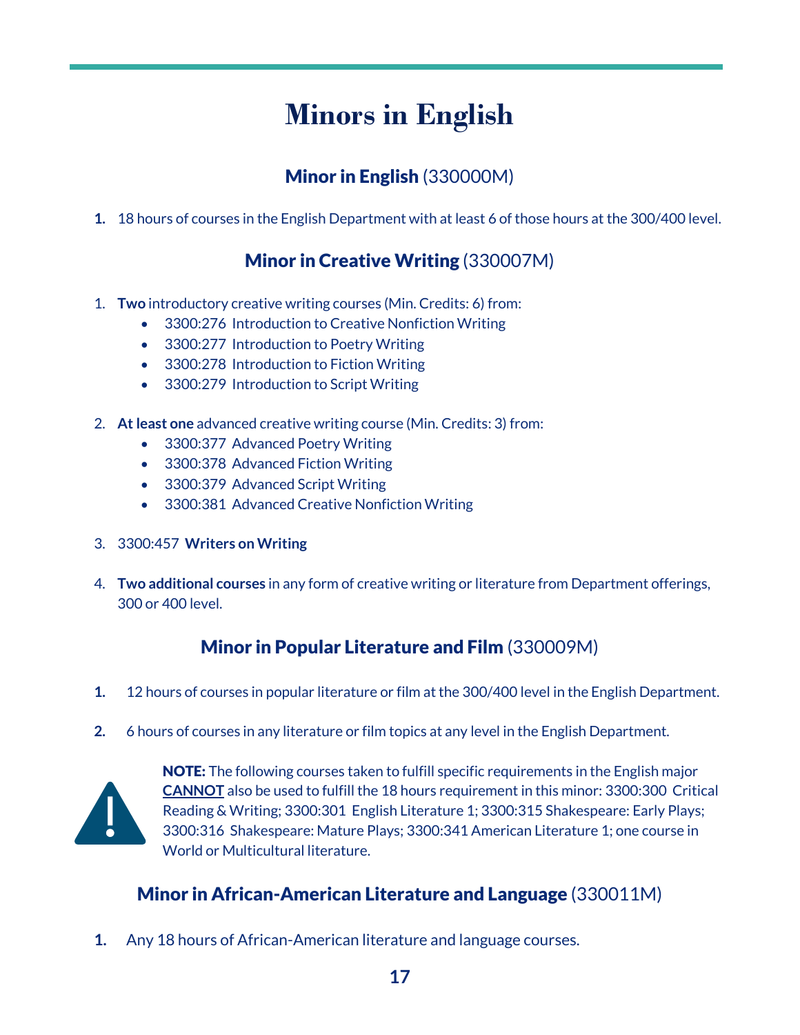# Minors in English

## **Minor in English** (330000M)

1. 18 hours of courses in the English Department with at least 6 of those hours at the 300/400 level.

## **Minor in Creative Writing** (330007M)

1. **Two** introductory creative writing courses (Min. Credits: 6) from:
   - 3300:276 Introduction to Creative Nonfiction Writing
   - 3300:277 Introduction to Poetry Writing
   - 3300:278 Introduction to Fiction Writing
   - 3300:279 Introduction to Script Writing

2. **At least one** advanced creative writing course (Min. Credits: 3) from:
   - 3300:377 Advanced Poetry Writing
   - 3300:378 Advanced Fiction Writing
   - 3300:379 Advanced Script Writing
   - 3300:381 Advanced Creative Nonfiction Writing

3. 3300:457 **Writers on Writing**

4. **Two additional courses** in any form of creative writing or literature from Department offerings, 300 or 400 level.

## **Minor in Popular Literature and Film** (330009M)

1. 12 hours of courses in popular literature or film at the 300/400 level in the English Department.

2. 6 hours of courses in any literature or film topics at any level in the English Department.

**NOTE:** The following courses taken to fulfill specific requirements in the English major **CANNOT** also be used to fulfill the 18 hours requirement in this minor: 3300:300 Critical Reading & Writing; 3300:301 English Literature 1; 3300:315 Shakespeare: Early Plays; 3300:316 Shakespeare: Mature Plays; 3300:341 American Literature 1; one course in World or Multicultural literature.

## **Minor in African-American Literature and Language** (330011M)

1. Any 18 hours of African-American literature and language courses.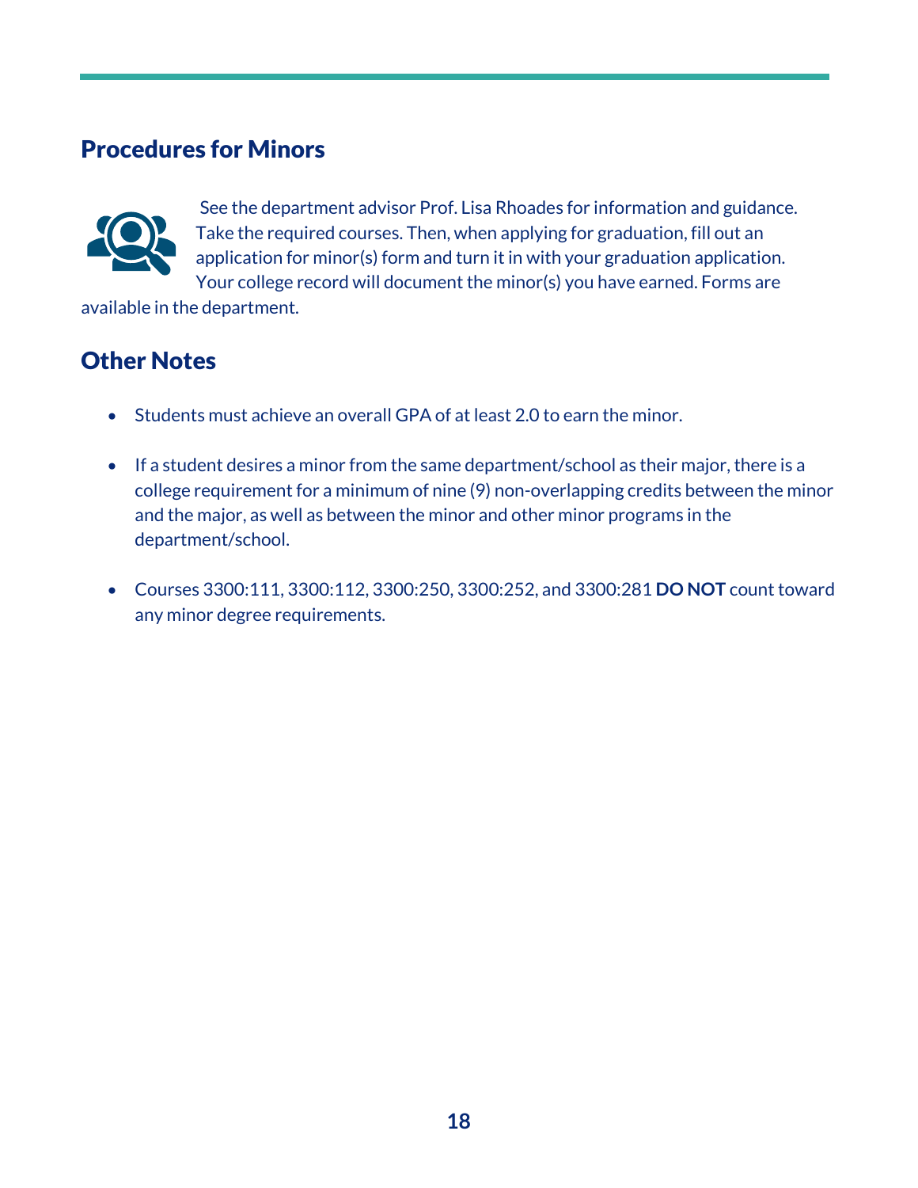## Procedures for Minors

See the department advisor Prof. Lisa Rhoades for information and guidance. Take the required courses. Then, when applying for graduation, fill out an application for minor(s) form and turn it in with your graduation application. Your college record will document the minor(s) you have earned. Forms are available in the department.

## Other Notes

- Students must achieve an overall GPA of at least 2.0 to earn the minor.
- If a student desires a minor from the same department/school as their major, there is a college requirement for a minimum of nine (9) non-overlapping credits between the minor and the major, as well as between the minor and other minor programs in the department/school.
- Courses 3300:111, 3300:112, 3300:250, 3300:252, and 3300:281 **DO NOT** count toward any minor degree requirements.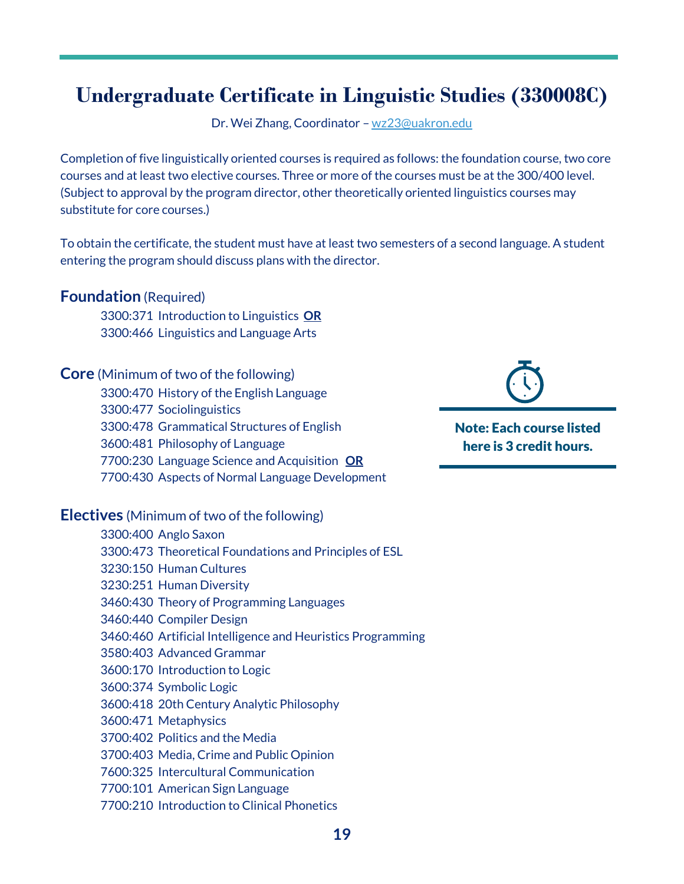# Undergraduate Certificate in Linguistic Studies (330008C)

Dr. Wei Zhang, Coordinator – wz23@uakron.edu

Completion of five linguistically oriented courses is required as follows: the foundation course, two core courses and at least two elective courses. Three or more of the courses must be at the 300/400 level. (Subject to approval by the program director, other theoretically oriented linguistics courses may substitute for core courses.)

To obtain the certificate, the student must have at least two semesters of a second language. A student entering the program should discuss plans with the director.

**Note: Each course listed here is 3 credit hours.**

### Foundation (Required)

3300:371 Introduction to Linguistics **OR**
3300:466 Linguistics and Language Arts

### Core (Minimum of two of the following)

3300:470 History of the English Language
3300:477 Sociolinguistics
3300:478 Grammatical Structures of English
3600:481 Philosophy of Language
7700:230 Language Science and Acquisition **OR**
7700:430 Aspects of Normal Language Development

### Electives (Minimum of two of the following)

3300:400 Anglo Saxon
3300:473 Theoretical Foundations and Principles of ESL
3230:150 Human Cultures
3230:251 Human Diversity
3460:430 Theory of Programming Languages
3460:440 Compiler Design
3460:460 Artificial Intelligence and Heuristics Programming
3580:403 Advanced Grammar
3600:170 Introduction to Logic
3600:374 Symbolic Logic
3600:418 20th Century Analytic Philosophy
3600:471 Metaphysics
3700:402 Politics and the Media
3700:403 Media, Crime and Public Opinion
7600:325 Intercultural Communication
7700:101 American Sign Language
7700:210 Introduction to Clinical Phonetics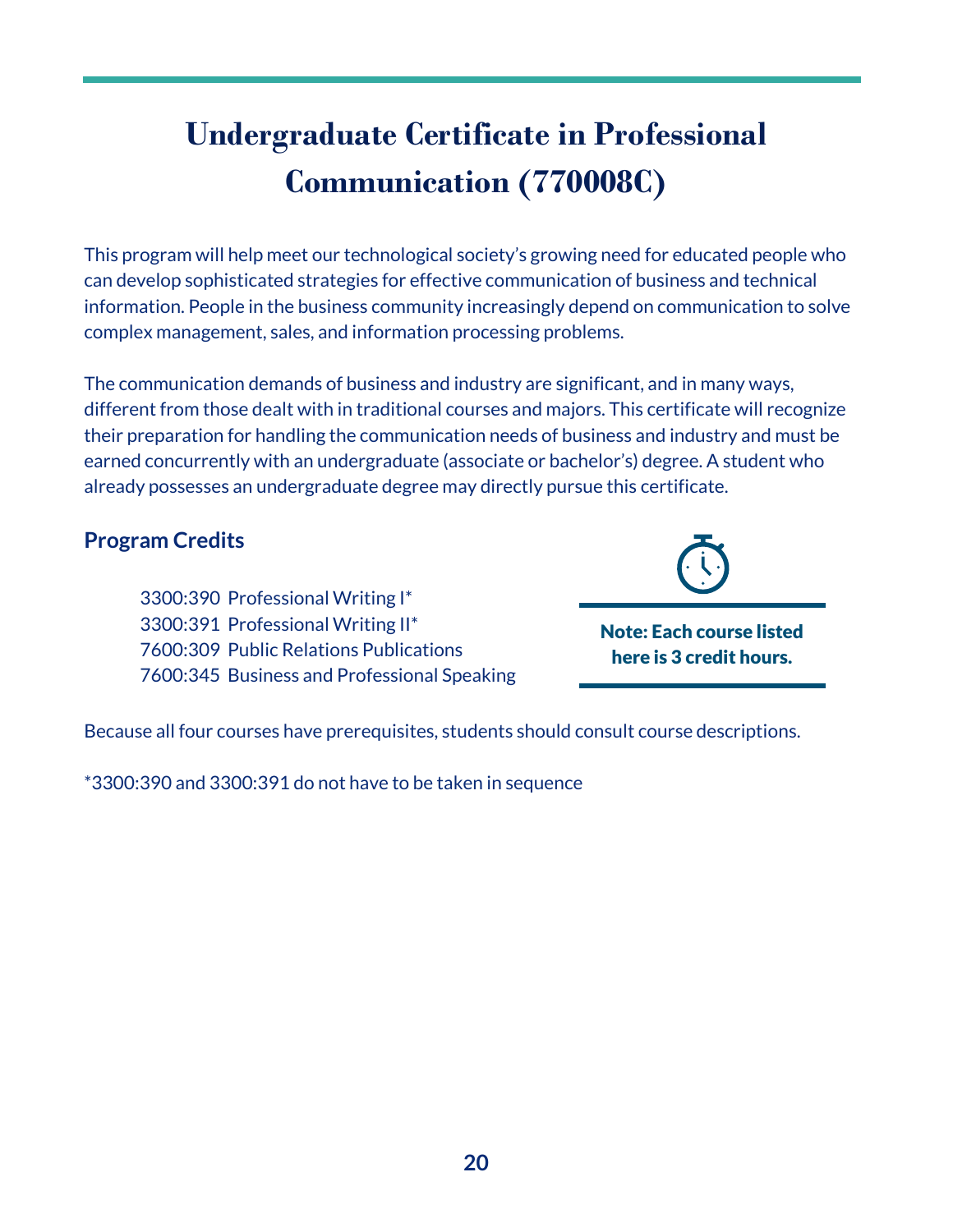# Undergraduate Certificate in Professional Communication (770008C)

This program will help meet our technological society's growing need for educated people who can develop sophisticated strategies for effective communication of business and technical information. People in the business community increasingly depend on communication to solve complex management, sales, and information processing problems.

The communication demands of business and industry are significant, and in many ways, different from those dealt with in traditional courses and majors. This certificate will recognize their preparation for handling the communication needs of business and industry and must be earned concurrently with an undergraduate (associate or bachelor's) degree. A student who already possesses an undergraduate degree may directly pursue this certificate.

## Program Credits

3300:390 Professional Writing I*
3300:391 Professional Writing II*
7600:309 Public Relations Publications
7600:345 Business and Professional Speaking

**Note: Each course listed here is 3 credit hours.**

Because all four courses have prerequisites, students should consult course descriptions.

*3300:390 and 3300:391 do not have to be taken in sequence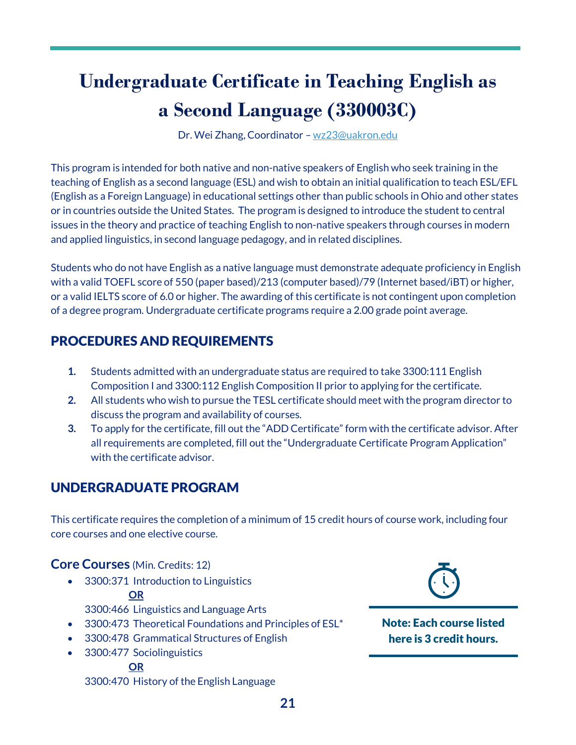# Undergraduate Certificate in Teaching English as a Second Language (330003C)

Dr. Wei Zhang, Coordinator – wz23@uakron.edu

This program is intended for both native and non-native speakers of English who seek training in the teaching of English as a second language (ESL) and wish to obtain an initial qualification to teach ESL/EFL (English as a Foreign Language) in educational settings other than public schools in Ohio and other states or in countries outside the United States. The program is designed to introduce the student to central issues in the theory and practice of teaching English to non-native speakers through courses in modern and applied linguistics, in second language pedagogy, and in related disciplines.

Students who do not have English as a native language must demonstrate adequate proficiency in English with a valid TOEFL score of 550 (paper based)/213 (computer based)/79 (Internet based/iBT) or higher, or a valid IELTS score of 6.0 or higher. The awarding of this certificate is not contingent upon completion of a degree program. Undergraduate certificate programs require a 2.00 grade point average.

## PROCEDURES AND REQUIREMENTS

1. Students admitted with an undergraduate status are required to take 3300:111 English Composition I and 3300:112 English Composition II prior to applying for the certificate.
2. All students who wish to pursue the TESL certificate should meet with the program director to discuss the program and availability of courses.
3. To apply for the certificate, fill out the "ADD Certificate" form with the certificate advisor. After all requirements are completed, fill out the "Undergraduate Certificate Program Application" with the certificate advisor.

## UNDERGRADUATE PROGRAM

This certificate requires the completion of a minimum of 15 credit hours of course work, including four core courses and one elective course.

### Core Courses (Min. Credits: 12)

- 3300:371 Introduction to Linguistics
  **OR**
  3300:466 Linguistics and Language Arts
- 3300:473 Theoretical Foundations and Principles of ESL*
- 3300:478 Grammatical Structures of English
- 3300:477 Sociolinguistics
  **OR**
  3300:470 History of the English Language

**Note: Each course listed here is 3 credit hours.**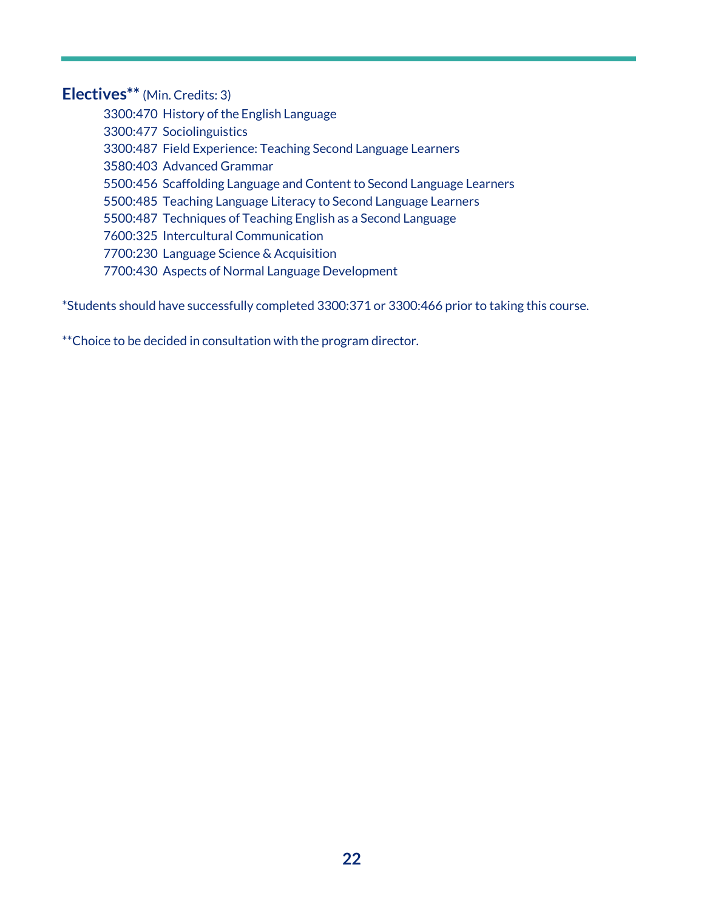**Electives**** (Min. Credits: 3)

- 3300:470 History of the English Language
- 3300:477 Sociolinguistics
- 3300:487 Field Experience: Teaching Second Language Learners
- 3580:403 Advanced Grammar
- 5500:456 Scaffolding Language and Content to Second Language Learners
- 5500:485 Teaching Language Literacy to Second Language Learners
- 5500:487 Techniques of Teaching English as a Second Language
- 7600:325 Intercultural Communication
- 7700:230 Language Science & Acquisition
- 7700:430 Aspects of Normal Language Development

*Students should have successfully completed 3300:371 or 3300:466 prior to taking this course.

**Choice to be decided in consultation with the program director.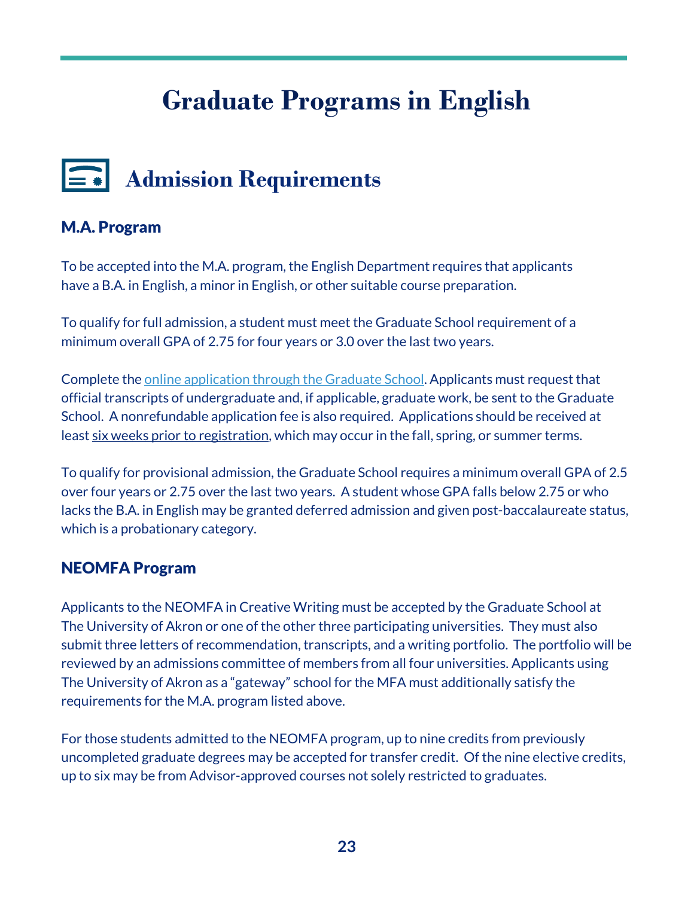# Graduate Programs in English

## Admission Requirements

### M.A. Program

To be accepted into the M.A. program, the English Department requires that applicants have a B.A. in English, a minor in English, or other suitable course preparation.

To qualify for full admission, a student must meet the Graduate School requirement of a minimum overall GPA of 2.75 for four years or 3.0 over the last two years.

Complete the online application through the Graduate School. Applicants must request that official transcripts of undergraduate and, if applicable, graduate work, be sent to the Graduate School. A nonrefundable application fee is also required. Applications should be received at least six weeks prior to registration, which may occur in the fall, spring, or summer terms.

To qualify for provisional admission, the Graduate School requires a minimum overall GPA of 2.5 over four years or 2.75 over the last two years. A student whose GPA falls below 2.75 or who lacks the B.A. in English may be granted deferred admission and given post-baccalaureate status, which is a probationary category.

### NEOMFA Program

Applicants to the NEOMFA in Creative Writing must be accepted by the Graduate School at The University of Akron or one of the other three participating universities. They must also submit three letters of recommendation, transcripts, and a writing portfolio. The portfolio will be reviewed by an admissions committee of members from all four universities. Applicants using The University of Akron as a "gateway" school for the MFA must additionally satisfy the requirements for the M.A. program listed above.

For those students admitted to the NEOMFA program, up to nine credits from previously uncompleted graduate degrees may be accepted for transfer credit. Of the nine elective credits, up to six may be from Advisor-approved courses not solely restricted to graduates.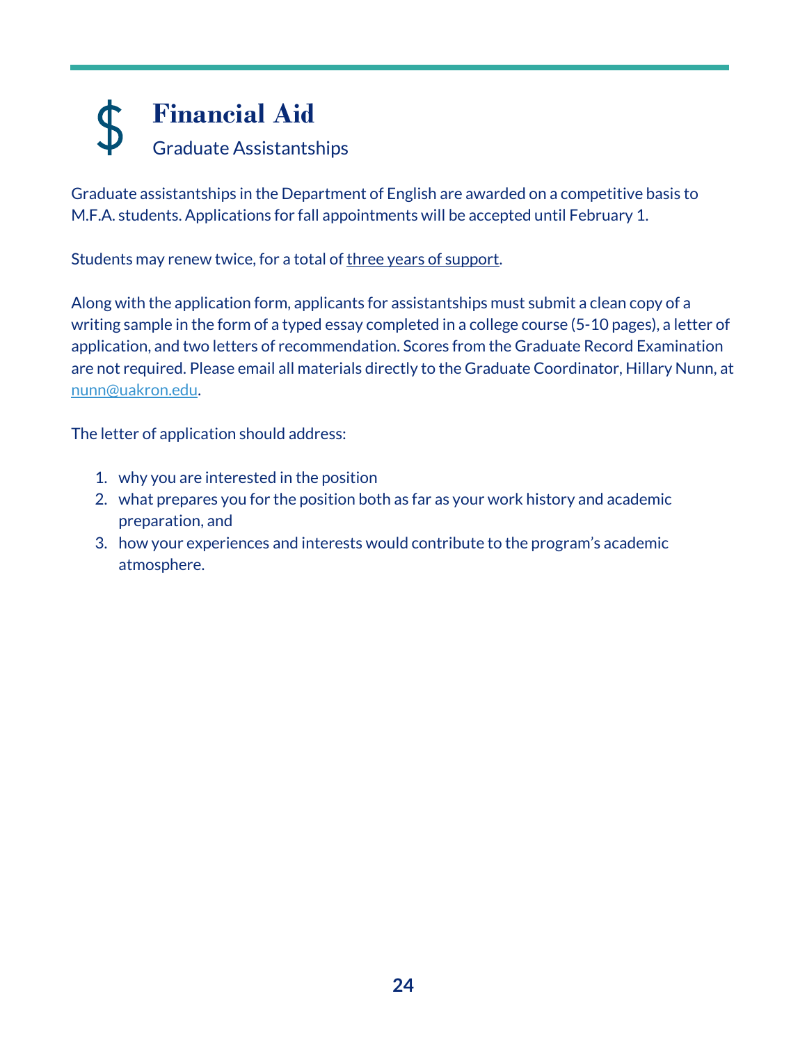# $ Financial Aid

## Graduate Assistantships

Graduate assistantships in the Department of English are awarded on a competitive basis to M.F.A. students. Applications for fall appointments will be accepted until February 1.

Students may renew twice, for a total of three years of support.

Along with the application form, applicants for assistantships must submit a clean copy of a writing sample in the form of a typed essay completed in a college course (5-10 pages), a letter of application, and two letters of recommendation. Scores from the Graduate Record Examination are not required. Please email all materials directly to the Graduate Coordinator, Hillary Nunn, at nunn@uakron.edu.

The letter of application should address:

1. why you are interested in the position
2. what prepares you for the position both as far as your work history and academic preparation, and
3. how your experiences and interests would contribute to the program's academic atmosphere.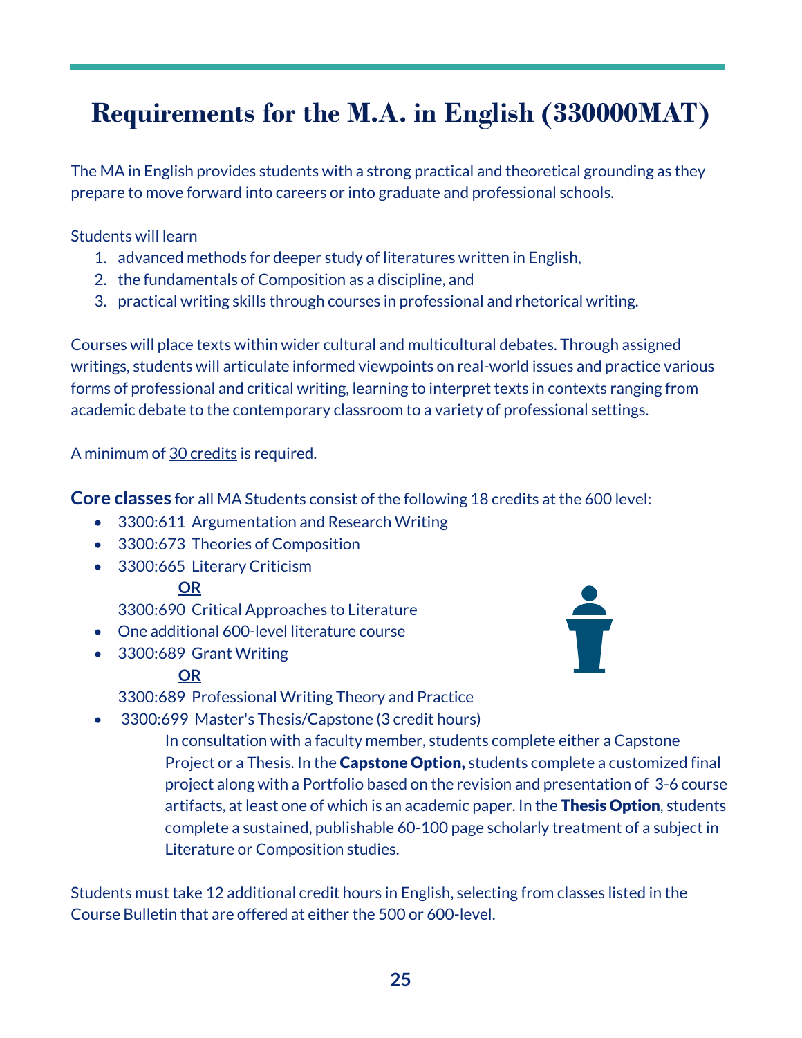# Requirements for the M.A. in English (330000MAT)

The MA in English provides students with a strong practical and theoretical grounding as they prepare to move forward into careers or into graduate and professional schools.

Students will learn

1. advanced methods for deeper study of literatures written in English,
2. the fundamentals of Composition as a discipline, and
3. practical writing skills through courses in professional and rhetorical writing.

Courses will place texts within wider cultural and multicultural debates. Through assigned writings, students will articulate informed viewpoints on real-world issues and practice various forms of professional and critical writing, learning to interpret texts in contexts ranging from academic debate to the contemporary classroom to a variety of professional settings.

A minimum of 30 credits is required.

**Core classes** for all MA Students consist of the following 18 credits at the 600 level:

- 3300:611 Argumentation and Research Writing
- 3300:673 Theories of Composition
- 3300:665 Literary Criticism

  **OR**

  3300:690 Critical Approaches to Literature
- One additional 600-level literature course
- 3300:689 Grant Writing

  **OR**

  3300:689 Professional Writing Theory and Practice
- 3300:699 Master's Thesis/Capstone (3 credit hours)

  In consultation with a faculty member, students complete either a Capstone Project or a Thesis. In the **Capstone Option,** students complete a customized final project along with a Portfolio based on the revision and presentation of 3-6 course artifacts, at least one of which is an academic paper. In the **Thesis Option**, students complete a sustained, publishable 60-100 page scholarly treatment of a subject in Literature or Composition studies.

Students must take 12 additional credit hours in English, selecting from classes listed in the Course Bulletin that are offered at either the 500 or 600-level.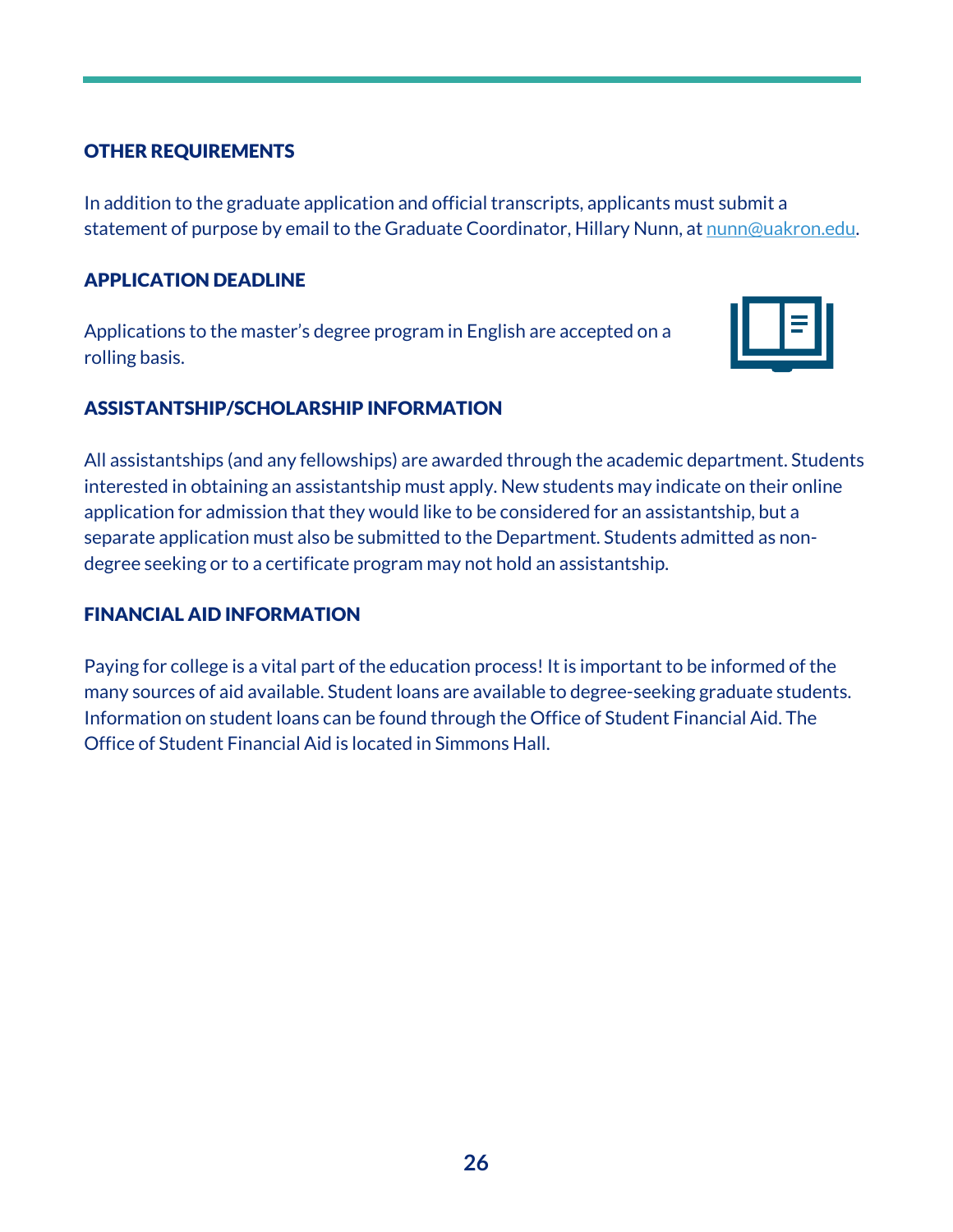## OTHER REQUIREMENTS

In addition to the graduate application and official transcripts, applicants must submit a statement of purpose by email to the Graduate Coordinator, Hillary Nunn, at nunn@uakron.edu.

## APPLICATION DEADLINE

Applications to the master's degree program in English are accepted on a rolling basis.

## ASSISTANTSHIP/SCHOLARSHIP INFORMATION

All assistantships (and any fellowships) are awarded through the academic department. Students interested in obtaining an assistantship must apply. New students may indicate on their online application for admission that they would like to be considered for an assistantship, but a separate application must also be submitted to the Department. Students admitted as non-degree seeking or to a certificate program may not hold an assistantship.

## FINANCIAL AID INFORMATION

Paying for college is a vital part of the education process! It is important to be informed of the many sources of aid available. Student loans are available to degree-seeking graduate students. Information on student loans can be found through the Office of Student Financial Aid. The Office of Student Financial Aid is located in Simmons Hall.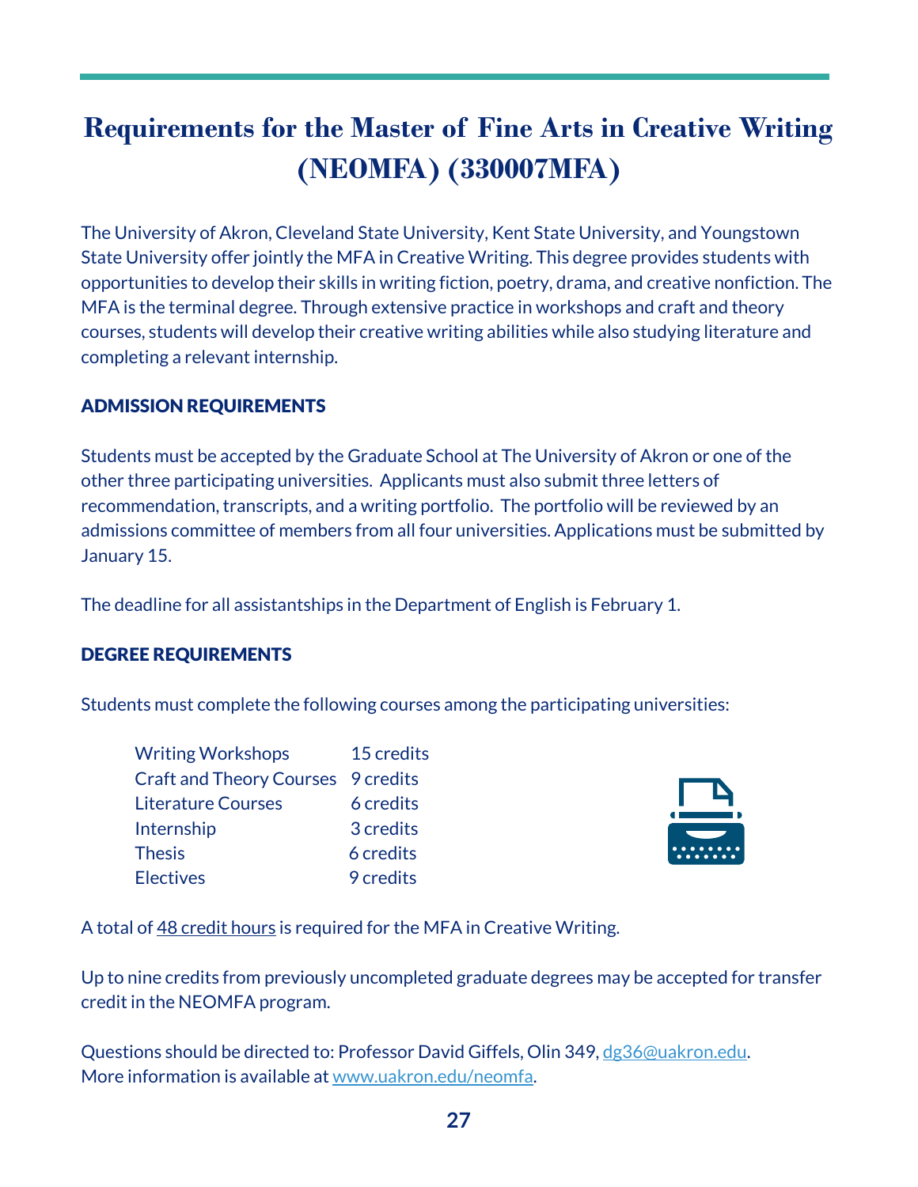# Requirements for the Master of Fine Arts in Creative Writing (NEOMFA) (330007MFA)

The University of Akron, Cleveland State University, Kent State University, and Youngstown State University offer jointly the MFA in Creative Writing. This degree provides students with opportunities to develop their skills in writing fiction, poetry, drama, and creative nonfiction. The MFA is the terminal degree. Through extensive practice in workshops and craft and theory courses, students will develop their creative writing abilities while also studying literature and completing a relevant internship.

## ADMISSION REQUIREMENTS

Students must be accepted by the Graduate School at The University of Akron or one of the other three participating universities. Applicants must also submit three letters of recommendation, transcripts, and a writing portfolio. The portfolio will be reviewed by an admissions committee of members from all four universities. Applications must be submitted by January 15.

The deadline for all assistantships in the Department of English is February 1.

## DEGREE REQUIREMENTS

Students must complete the following courses among the participating universities:

| Course | Credits |
| --- | --- |
| Writing Workshops | 15 credits |
| Craft and Theory Courses | 9 credits |
| Literature Courses | 6 credits |
| Internship | 3 credits |
| Thesis | 6 credits |
| Electives | 9 credits |

A total of 48 credit hours is required for the MFA in Creative Writing.

Up to nine credits from previously uncompleted graduate degrees may be accepted for transfer credit in the NEOMFA program.

Questions should be directed to: Professor David Giffels, Olin 349, dg36@uakron.edu.
More information is available at www.uakron.edu/neomfa.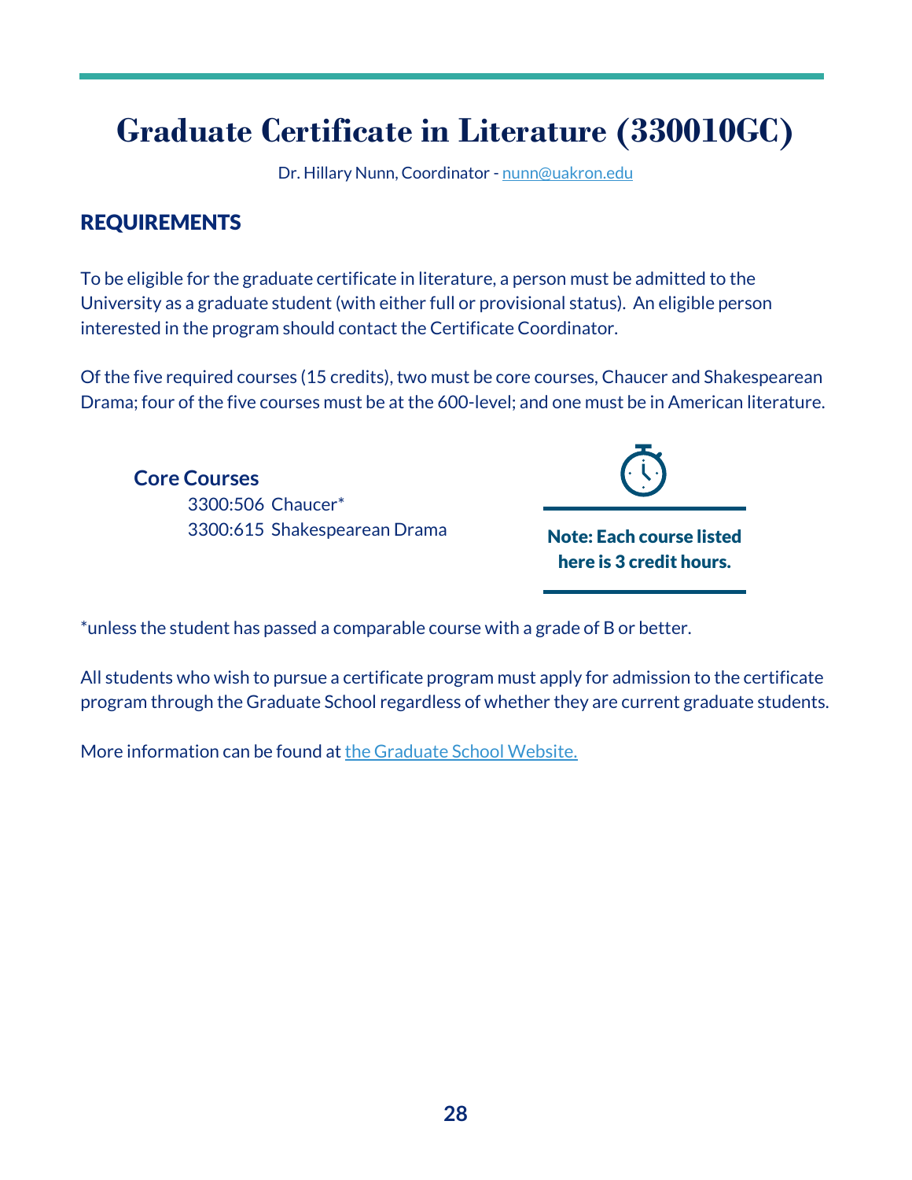# Graduate Certificate in Literature (330010GC)

Dr. Hillary Nunn, Coordinator - nunn@uakron.edu

## REQUIREMENTS

To be eligible for the graduate certificate in literature, a person must be admitted to the University as a graduate student (with either full or provisional status). An eligible person interested in the program should contact the Certificate Coordinator.

Of the five required courses (15 credits), two must be core courses, Chaucer and Shakespearean Drama; four of the five courses must be at the 600-level; and one must be in American literature.

### Core Courses

3300:506 Chaucer*
3300:615 Shakespearean Drama

**Note: Each course listed here is 3 credit hours.**

*unless the student has passed a comparable course with a grade of B or better.

All students who wish to pursue a certificate program must apply for admission to the certificate program through the Graduate School regardless of whether they are current graduate students.

More information can be found at the Graduate School Website.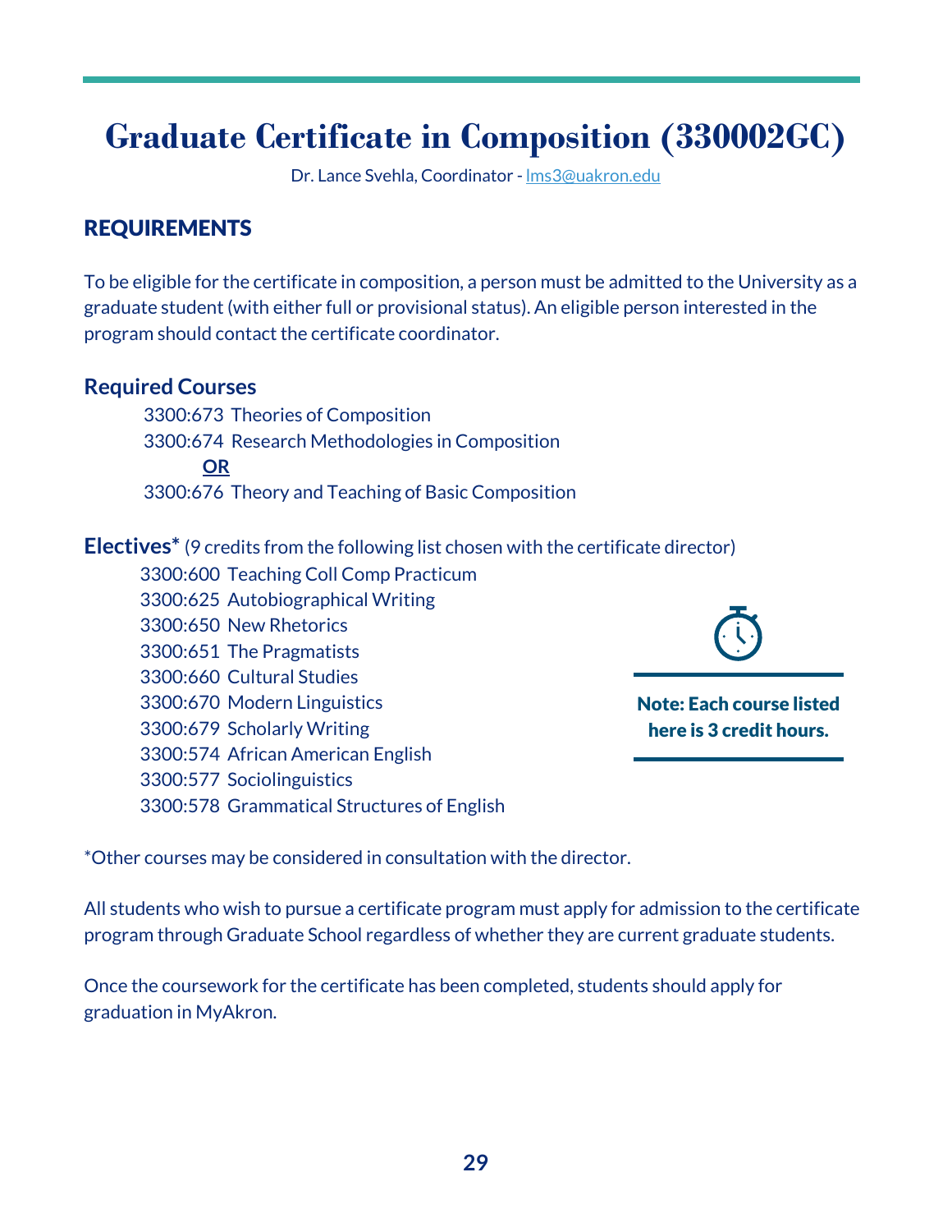# Graduate Certificate in Composition (330002GC)

Dr. Lance Svehla, Coordinator - lms3@uakron.edu

## REQUIREMENTS

To be eligible for the certificate in composition, a person must be admitted to the University as a graduate student (with either full or provisional status). An eligible person interested in the program should contact the certificate coordinator.

### Required Courses

3300:673 Theories of Composition
3300:674 Research Methodologies in Composition
**OR**
3300:676 Theory and Teaching of Basic Composition

**Electives*** (9 credits from the following list chosen with the certificate director)

3300:600 Teaching Coll Comp Practicum
3300:625 Autobiographical Writing
3300:650 New Rhetorics
3300:651 The Pragmatists
3300:660 Cultural Studies
3300:670 Modern Linguistics
3300:679 Scholarly Writing
3300:574 African American English
3300:577 Sociolinguistics
3300:578 Grammatical Structures of English

**Note: Each course listed here is 3 credit hours.**

*Other courses may be considered in consultation with the director.

All students who wish to pursue a certificate program must apply for admission to the certificate program through Graduate School regardless of whether they are current graduate students.

Once the coursework for the certificate has been completed, students should apply for graduation in MyAkron.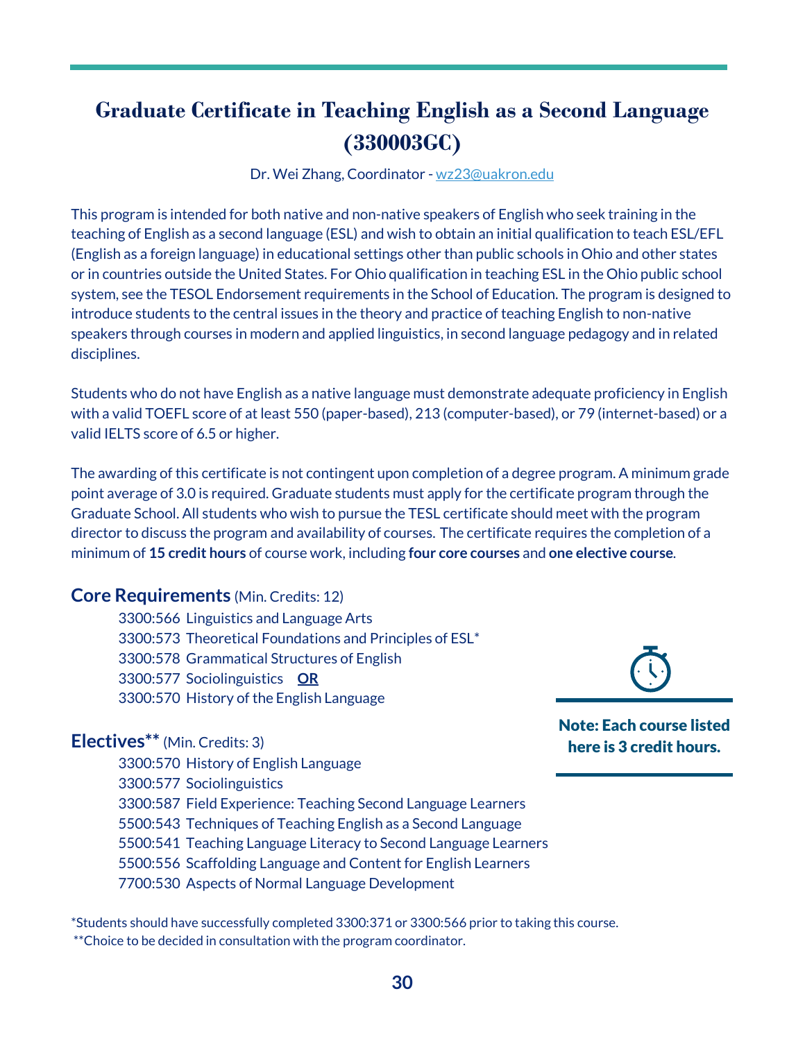# Graduate Certificate in Teaching English as a Second Language (330003GC)

Dr. Wei Zhang, Coordinator - wz23@uakron.edu

This program is intended for both native and non-native speakers of English who seek training in the teaching of English as a second language (ESL) and wish to obtain an initial qualification to teach ESL/EFL (English as a foreign language) in educational settings other than public schools in Ohio and other states or in countries outside the United States. For Ohio qualification in teaching ESL in the Ohio public school system, see the TESOL Endorsement requirements in the School of Education. The program is designed to introduce students to the central issues in the theory and practice of teaching English to non-native speakers through courses in modern and applied linguistics, in second language pedagogy and in related disciplines.

Students who do not have English as a native language must demonstrate adequate proficiency in English with a valid TOEFL score of at least 550 (paper-based), 213 (computer-based), or 79 (internet-based) or a valid IELTS score of 6.5 or higher.

The awarding of this certificate is not contingent upon completion of a degree program. A minimum grade point average of 3.0 is required. Graduate students must apply for the certificate program through the Graduate School. All students who wish to pursue the TESL certificate should meet with the program director to discuss the program and availability of courses. The certificate requires the completion of a minimum of **15 credit hours** of course work, including **four core courses** and **one elective course**.

## Core Requirements (Min. Credits: 12)

- 3300:566 Linguistics and Language Arts
- 3300:573 Theoretical Foundations and Principles of ESL*
- 3300:578 Grammatical Structures of English
- 3300:577 Sociolinguistics **OR**
- 3300:570 History of the English Language

## Electives** (Min. Credits: 3)

- 3300:570 History of English Language
- 3300:577 Sociolinguistics
- 3300:587 Field Experience: Teaching Second Language Learners
- 5500:543 Techniques of Teaching English as a Second Language
- 5500:541 Teaching Language Literacy to Second Language Learners
- 5500:556 Scaffolding Language and Content for English Learners
- 7700:530 Aspects of Normal Language Development

**Note: Each course listed here is 3 credit hours.**

*Students should have successfully completed 3300:371 or 3300:566 prior to taking this course.

**Choice to be decided in consultation with the program coordinator.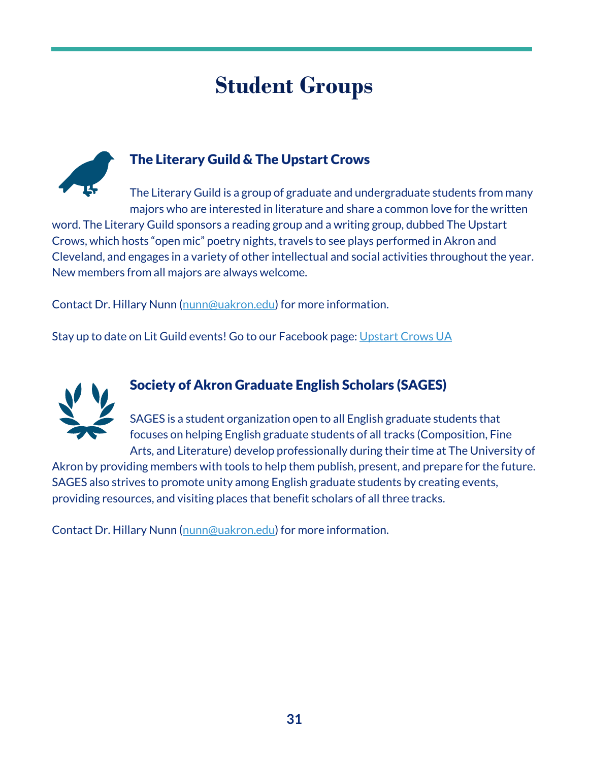# Student Groups

## The Literary Guild & The Upstart Crows

The Literary Guild is a group of graduate and undergraduate students from many majors who are interested in literature and share a common love for the written word. The Literary Guild sponsors a reading group and a writing group, dubbed The Upstart Crows, which hosts "open mic" poetry nights, travels to see plays performed in Akron and Cleveland, and engages in a variety of other intellectual and social activities throughout the year. New members from all majors are always welcome.

Contact Dr. Hillary Nunn (nunn@uakron.edu) for more information.

Stay up to date on Lit Guild events! Go to our Facebook page: Upstart Crows UA

## Society of Akron Graduate English Scholars (SAGES)

SAGES is a student organization open to all English graduate students that focuses on helping English graduate students of all tracks (Composition, Fine Arts, and Literature) develop professionally during their time at The University of Akron by providing members with tools to help them publish, present, and prepare for the future. SAGES also strives to promote unity among English graduate students by creating events, providing resources, and visiting places that benefit scholars of all three tracks.

Contact Dr. Hillary Nunn (nunn@uakron.edu) for more information.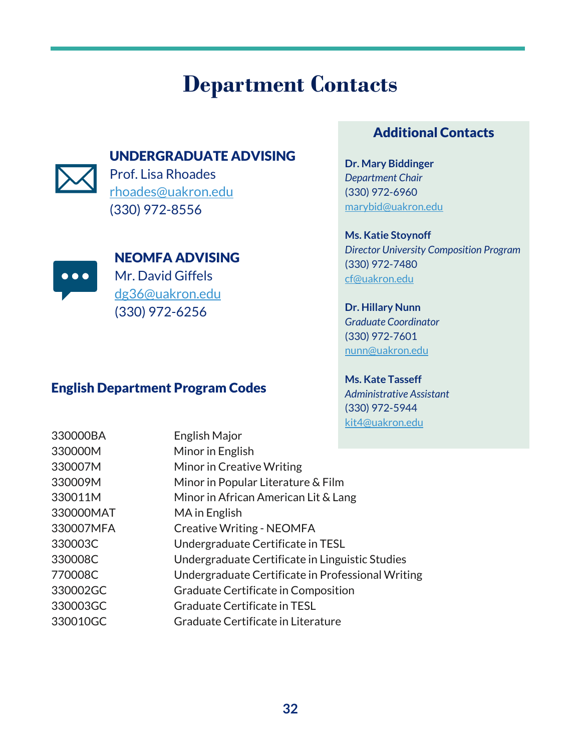# Department Contacts

**UNDERGRADUATE ADVISING**
Prof. Lisa Rhoades
rhoades@uakron.edu
(330) 972-8556

**NEOMFA ADVISING**
Mr. David Giffels
dg36@uakron.edu
(330) 972-6256

## English Department Program Codes

| Code | Program |
|---|---|
| 330000BA | English Major |
| 330000M | Minor in English |
| 330007M | Minor in Creative Writing |
| 330009M | Minor in Popular Literature & Film |
| 330011M | Minor in African American Lit & Lang |
| 330000MAT | MA in English |
| 330007MFA | Creative Writing - NEOMFA |
| 330003C | Undergraduate Certificate in TESL |
| 330008C | Undergraduate Certificate in Linguistic Studies |
| 770008C | Undergraduate Certificate in Professional Writing |
| 330002GC | Graduate Certificate in Composition |
| 330003GC | Graduate Certificate in TESL |
| 330010GC | Graduate Certificate in Literature |

## Additional Contacts

**Dr. Mary Biddinger**
*Department Chair*
(330) 972-6960
marybid@uakron.edu

**Ms. Katie Stoynoff**
*Director University Composition Program*
(330) 972-7480
cf@uakron.edu

**Dr. Hillary Nunn**
*Graduate Coordinator*
(330) 972-7601
nunn@uakron.edu

**Ms. Kate Tasseff**
*Administrative Assistant*
(330) 972-5944
kit4@uakron.edu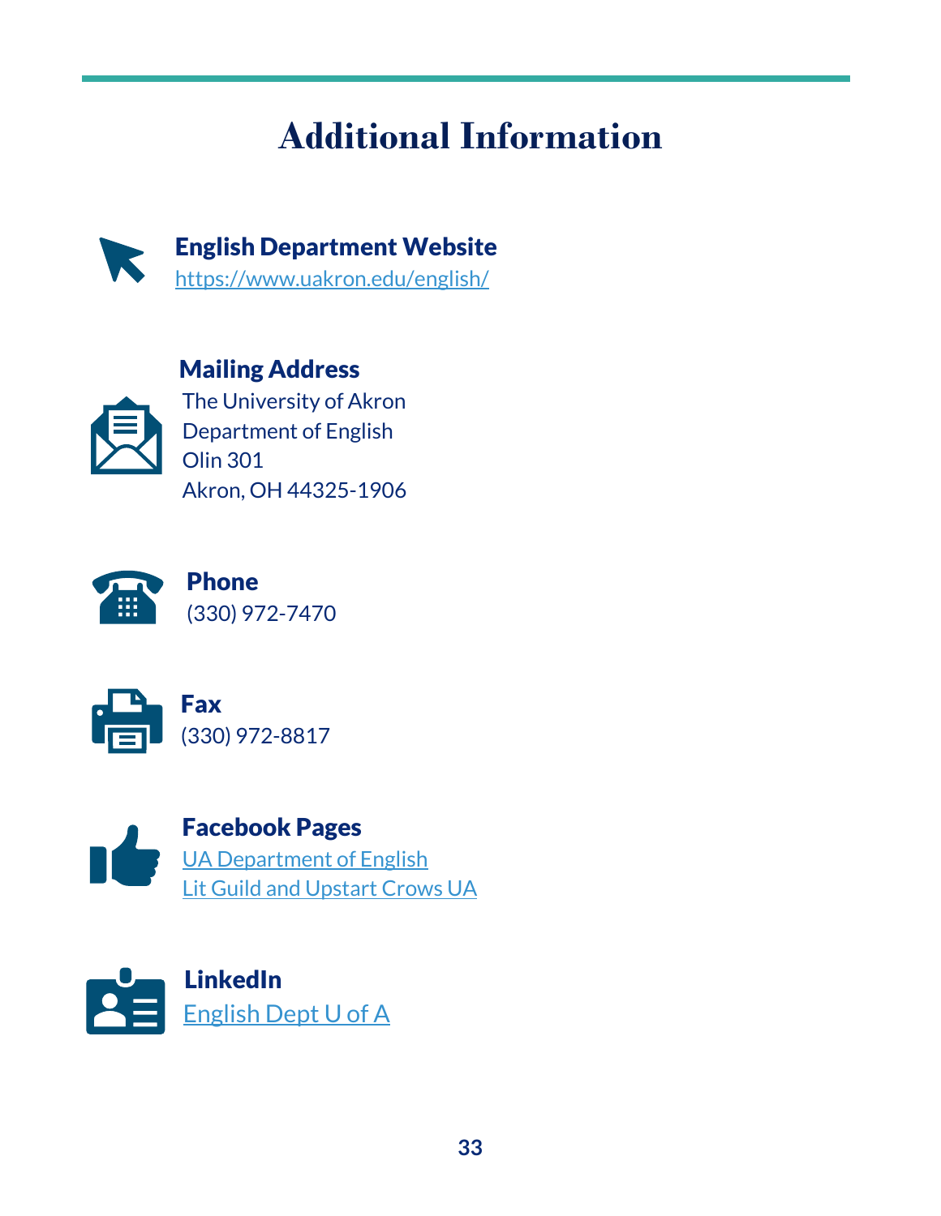# Additional Information

**English Department Website**
https://www.uakron.edu/english/

**Mailing Address**
The University of Akron
Department of English
Olin 301
Akron, OH 44325-1906

**Phone**
(330) 972-7470

**Fax**
(330) 972-8817

**Facebook Pages**
UA Department of English
Lit Guild and Upstart Crows UA

**LinkedIn**
English Dept U of A